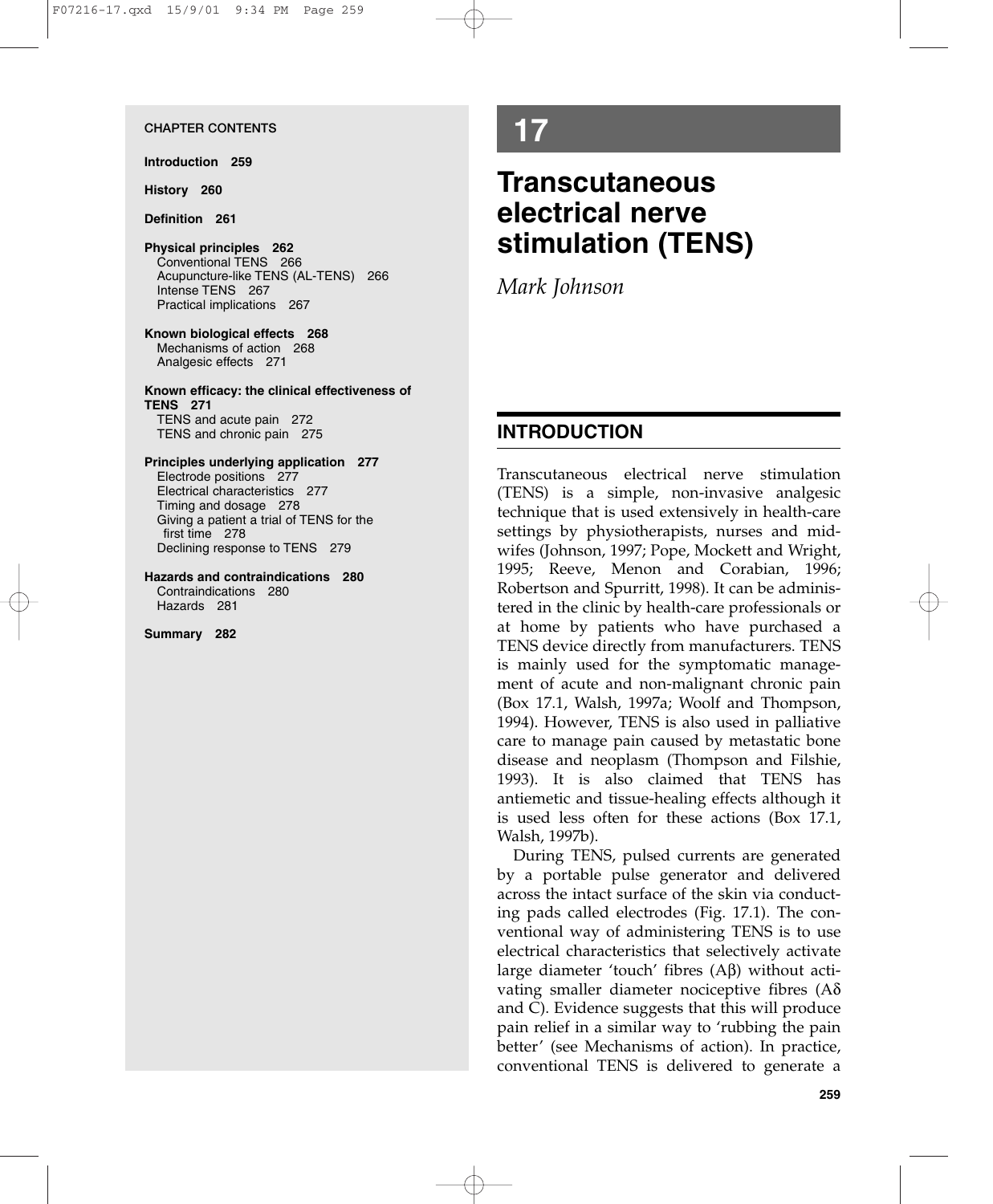# 17

# Transcutaneous electrical nerve stimulation (TENS)

*Mark Johnson*

**CHAPTER CONTENTS**

**Introduction 259**

**History 260**

**Definition 261**

**Physical principles 262**
- Conventional TENS 266
- Acupuncture-like TENS (AL-TENS) 266
- Intense TENS 267
- Practical implications 267

**Known biological effects 268**
- Mechanisms of action 268
- Analgesic effects 271

**Known efficacy: the clinical effectiveness of TENS 271**
- TENS and acute pain 272
- TENS and chronic pain 275

**Principles underlying application 277**
- Electrode positions 277
- Electrical characteristics 277
- Timing and dosage 278
- Giving a patient a trial of TENS for the first time 278
- Declining response to TENS 279

**Hazards and contraindications 280**
- Contraindications 280
- Hazards 281

**Summary 282**

## INTRODUCTION

Transcutaneous electrical nerve stimulation (TENS) is a simple, non-invasive analgesic technique that is used extensively in health-care settings by physiotherapists, nurses and midwifes (Johnson, 1997; Pope, Mockett and Wright, 1995; Reeve, Menon and Corabian, 1996; Robertson and Spurritt, 1998). It can be administered in the clinic by health-care professionals or at home by patients who have purchased a TENS device directly from manufacturers. TENS is mainly used for the symptomatic management of acute and non-malignant chronic pain (Box 17.1, Walsh, 1997a; Woolf and Thompson, 1994). However, TENS is also used in palliative care to manage pain caused by metastatic bone disease and neoplasm (Thompson and Filshie, 1993). It is also claimed that TENS has antiemetic and tissue-healing effects although it is used less often for these actions (Box 17.1, Walsh, 1997b).

During TENS, pulsed currents are generated by a portable pulse generator and delivered across the intact surface of the skin via conducting pads called electrodes (Fig. 17.1). The conventional way of administering TENS is to use electrical characteristics that selectively activate large diameter 'touch' fibres (Aβ) without activating smaller diameter nociceptive fibres (Aδ and C). Evidence suggests that this will produce pain relief in a similar way to 'rubbing the pain better' (see Mechanisms of action). In practice, conventional TENS is delivered to generate a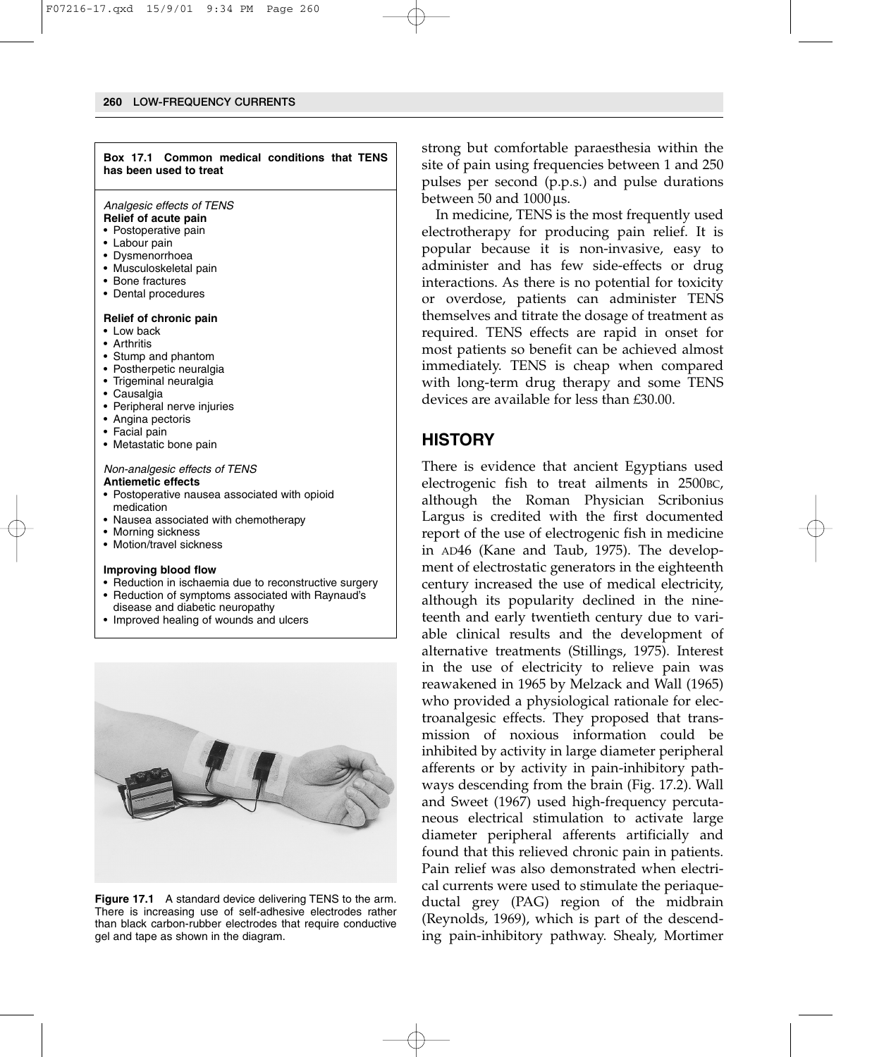**Box 17.1 Common medical conditions that TENS has been used to treat**

*Analgesic effects of TENS*

**Relief of acute pain**
- Postoperative pain
- Labour pain
- Dysmenorrhoea
- Musculoskeletal pain
- Bone fractures
- Dental procedures

**Relief of chronic pain**
- Low back
- Arthritis
- Stump and phantom
- Postherpetic neuralgia
- Trigeminal neuralgia
- Causalgia
- Peripheral nerve injuries
- Angina pectoris
- Facial pain
- Metastatic bone pain

*Non-analgesic effects of TENS*

**Antiemetic effects**
- Postoperative nausea associated with opioid medication
- Nausea associated with chemotherapy
- Morning sickness
- Motion/travel sickness

**Improving blood flow**
- Reduction in ischaemia due to reconstructive surgery
- Reduction of symptoms associated with Raynaud's disease and diabetic neuropathy
- Improved healing of wounds and ulcers

**Figure 17.1** A standard device delivering TENS to the arm. There is increasing use of self-adhesive electrodes rather than black carbon-rubber electrodes that require conductive gel and tape as shown in the diagram.

strong but comfortable paraesthesia within the site of pain using frequencies between 1 and 250 pulses per second (p.p.s.) and pulse durations between 50 and 1000 μs.

In medicine, TENS is the most frequently used electrotherapy for producing pain relief. It is popular because it is non-invasive, easy to administer and has few side-effects or drug interactions. As there is no potential for toxicity or overdose, patients can administer TENS themselves and titrate the dosage of treatment as required. TENS effects are rapid in onset for most patients so benefit can be achieved almost immediately. TENS is cheap when compared with long-term drug therapy and some TENS devices are available for less than £30.00.

## HISTORY

There is evidence that ancient Egyptians used electrogenic fish to treat ailments in 2500BC, although the Roman Physician Scribonius Largus is credited with the first documented report of the use of electrogenic fish in medicine in AD46 (Kane and Taub, 1975). The development of electrostatic generators in the eighteenth century increased the use of medical electricity, although its popularity declined in the nineteenth and early twentieth century due to variable clinical results and the development of alternative treatments (Stillings, 1975). Interest in the use of electricity to relieve pain was reawakened in 1965 by Melzack and Wall (1965) who provided a physiological rationale for electroanalgesic effects. They proposed that transmission of noxious information could be inhibited by activity in large diameter peripheral afferents or by activity in pain-inhibitory pathways descending from the brain (Fig. 17.2). Wall and Sweet (1967) used high-frequency percutaneous electrical stimulation to activate large diameter peripheral afferents artificially and found that this relieved chronic pain in patients. Pain relief was also demonstrated when electrical currents were used to stimulate the periaqueductal grey (PAG) region of the midbrain (Reynolds, 1969), which is part of the descending pain-inhibitory pathway. Shealy, Mortimer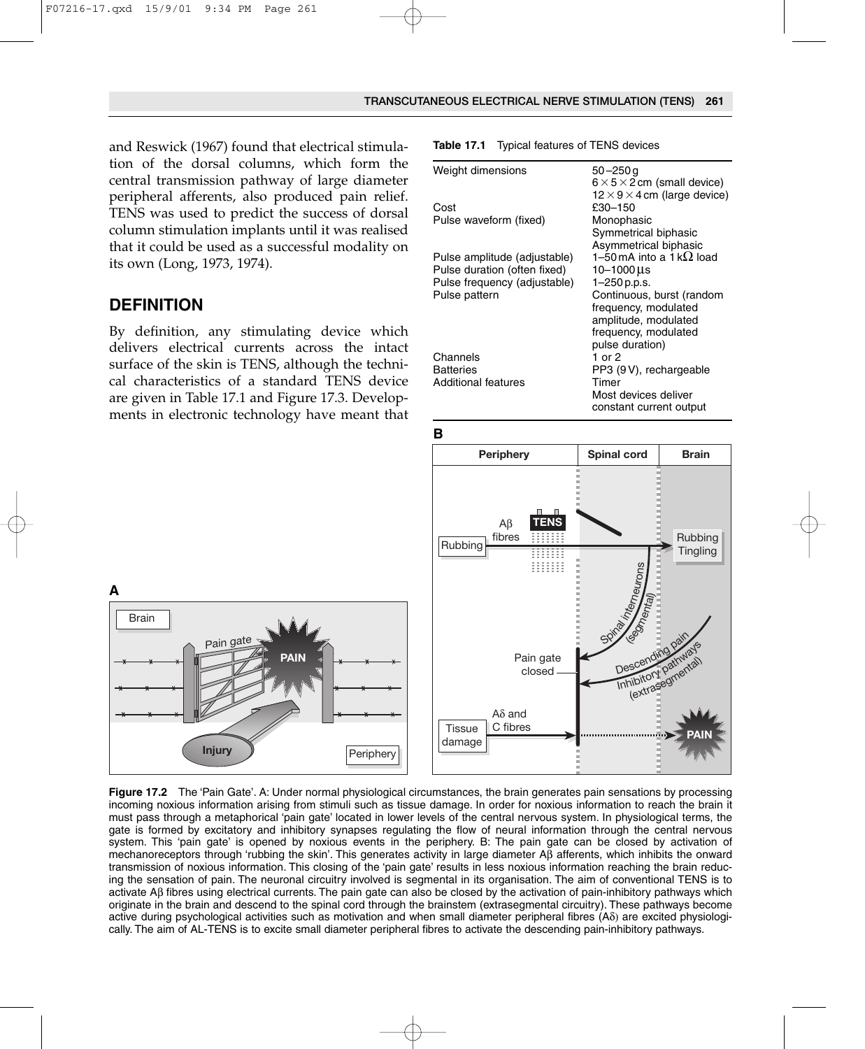and Reswick (1967) found that electrical stimulation of the dorsal columns, which form the central transmission pathway of large diameter peripheral afferents, also produced pain relief. TENS was used to predict the success of dorsal column stimulation implants until it was realised that it could be used as a successful modality on its own (Long, 1973, 1974).

## DEFINITION

By definition, any stimulating device which delivers electrical currents across the intact surface of the skin is TENS, although the technical characteristics of a standard TENS device are given in Table 17.1 and Figure 17.3. Developments in electronic technology have meant that

**Table 17.1** Typical features of TENS devices

| | |
|---|---|
| Weight dimensions | 50–250 g<br>$6 \times 5 \times 2$ cm (small device)<br>$12 \times 9 \times 4$ cm (large device) |
| Cost | £30–150 |
| Pulse waveform (fixed) | Monophasic<br>Symmetrical biphasic<br>Asymmetrical biphasic |
| Pulse amplitude (adjustable) | 1–50 mA into a 1 k$\Omega$ load |
| Pulse duration (often fixed) | 10–1000 $\mu$s |
| Pulse frequency (adjustable) | 1–250 p.p.s. |
| Pulse pattern | Continuous, burst (random frequency, modulated amplitude, modulated frequency, modulated pulse duration) |
| Channels | 1 or 2 |
| Batteries | PP3 (9 V), rechargeable |
| Additional features | Timer<br>Most devices deliver constant current output |

**Figure 17.2** The 'Pain Gate'. A: Under normal physiological circumstances, the brain generates pain sensations by processing incoming noxious information arising from stimuli such as tissue damage. In order for noxious information to reach the brain it must pass through a metaphorical 'pain gate' located in lower levels of the central nervous system. In physiological terms, the gate is formed by excitatory and inhibitory synapses regulating the flow of neural information through the central nervous system. This 'pain gate' is opened by noxious events in the periphery. B: The pain gate can be closed by activation of mechanoreceptors through 'rubbing the skin'. This generates activity in large diameter A$\beta$ afferents, which inhibits the onward transmission of noxious information. This closing of the 'pain gate' results in less noxious information reaching the brain reducing the sensation of pain. The neuronal circuitry involved is segmental in its organisation. The aim of conventional TENS is to activate A$\beta$ fibres using electrical currents. The pain gate can also be closed by the activation of pain-inhibitory pathways which originate in the brain and descend to the spinal cord through the brainstem (extrasegmental circuitry). These pathways become active during psychological activities such as motivation and when small diameter peripheral fibres (A$\delta$) are excited physiologically. The aim of AL-TENS is to excite small diameter peripheral fibres to activate the descending pain-inhibitory pathways.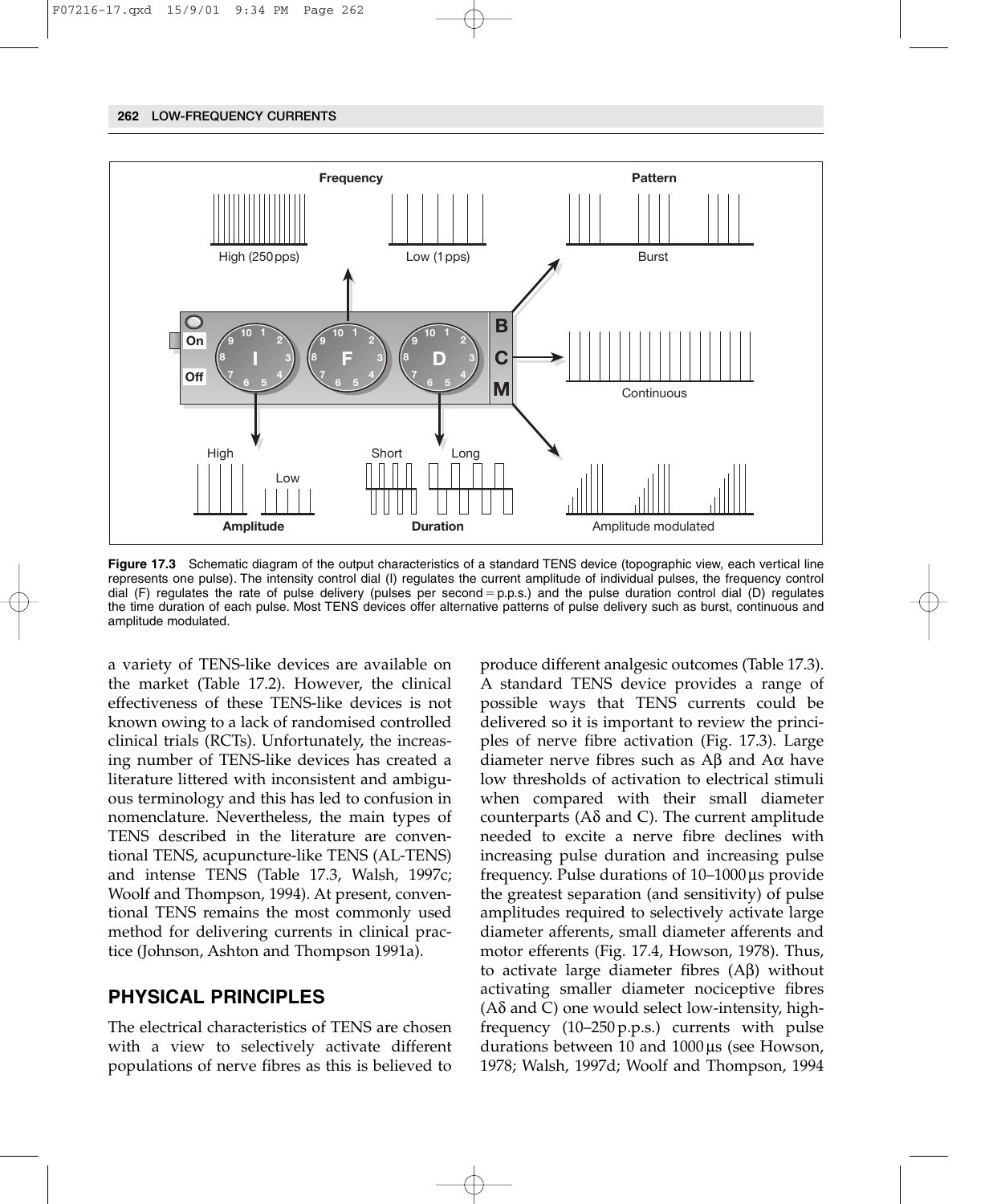**Figure 17.3** Schematic diagram of the output characteristics of a standard TENS device (topographic view, each vertical line represents one pulse). The intensity control dial (I) regulates the current amplitude of individual pulses, the frequency control dial (F) regulates the rate of pulse delivery (pulses per second = p.p.s.) and the pulse duration control dial (D) regulates the time duration of each pulse. Most TENS devices offer alternative patterns of pulse delivery such as burst, continuous and amplitude modulated.

a variety of TENS-like devices are available on the market (Table 17.2). However, the clinical effectiveness of these TENS-like devices is not known owing to a lack of randomised controlled clinical trials (RCTs). Unfortunately, the increasing number of TENS-like devices has created a literature littered with inconsistent and ambiguous terminology and this has led to confusion in nomenclature. Nevertheless, the main types of TENS described in the literature are conventional TENS, acupuncture-like TENS (AL-TENS) and intense TENS (Table 17.3, Walsh, 1997c; Woolf and Thompson, 1994). At present, conventional TENS remains the most commonly used method for delivering currents in clinical practice (Johnson, Ashton and Thompson 1991a).

## PHYSICAL PRINCIPLES

The electrical characteristics of TENS are chosen with a view to selectively activate different populations of nerve fibres as this is believed to produce different analgesic outcomes (Table 17.3). A standard TENS device provides a range of possible ways that TENS currents could be delivered so it is important to review the principles of nerve fibre activation (Fig. 17.3). Large diameter nerve fibres such as Aβ and Aα have low thresholds of activation to electrical stimuli when compared with their small diameter counterparts (Aδ and C). The current amplitude needed to excite a nerve fibre declines with increasing pulse duration and increasing pulse frequency. Pulse durations of 10–1000 μs provide the greatest separation (and sensitivity) of pulse amplitudes required to selectively activate large diameter afferents, small diameter afferents and motor efferents (Fig. 17.4, Howson, 1978). Thus, to activate large diameter fibres (Aβ) without activating smaller diameter nociceptive fibres (Aδ and C) one would select low-intensity, high-frequency (10–250 p.p.s.) currents with pulse durations between 10 and 1000 μs (see Howson, 1978; Walsh, 1997d; Woolf and Thompson, 1994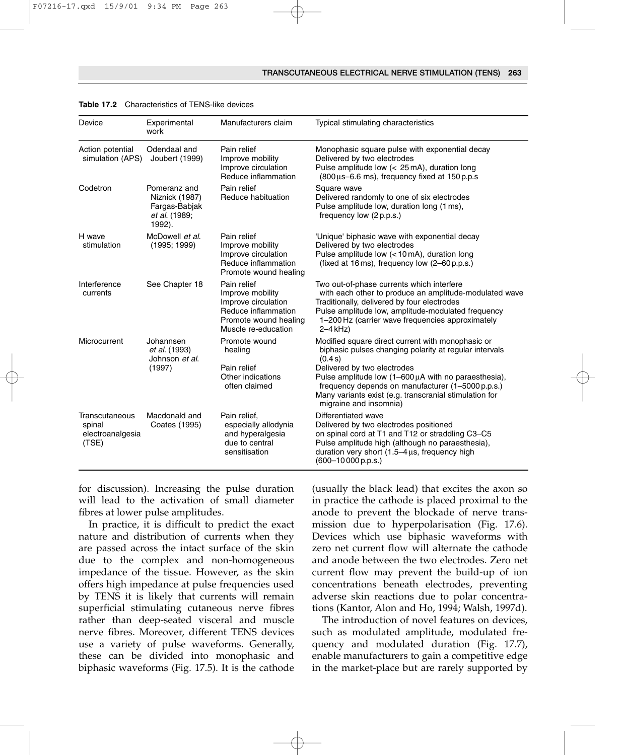**Table 17.2** Characteristics of TENS-like devices

| Device | Experimental work | Manufacturers claim | Typical stimulating characteristics |
|---|---|---|---|
| Action potential simulation (APS) | Odendaal and Joubert (1999) | Pain relief<br>Improve mobility<br>Improve circulation<br>Reduce inflammation | Monophasic square pulse with exponential decay<br>Delivered by two electrodes<br>Pulse amplitude low (< 25 mA), duration long (800 µs–6.6 ms), frequency fixed at 150 p.p.s |
| Codetron | Pomeranz and Niznick (1987)<br>Fargas-Babjak *et al.* (1989; 1992). | Pain relief<br>Reduce habituation | Square wave<br>Delivered randomly to one of six electrodes<br>Pulse amplitude low, duration long (1 ms), frequency low (2 p.p.s.) |
| H wave stimulation | McDowell *et al.* (1995; 1999) | Pain relief<br>Improve mobility<br>Improve circulation<br>Reduce inflammation<br>Promote wound healing | 'Unique' biphasic wave with exponential decay<br>Delivered by two electrodes<br>Pulse amplitude low (< 10 mA), duration long (fixed at 16 ms), frequency low (2–60 p.p.s.) |
| Interference currents | See Chapter 18 | Pain relief<br>Improve mobility<br>Improve circulation<br>Reduce inflammation<br>Promote wound healing<br>Muscle re-education | Two out-of-phase currents which interfere with each other to produce an amplitude-modulated wave<br>Traditionally, delivered by four electrodes<br>Pulse amplitude low, amplitude-modulated frequency 1–200 Hz (carrier wave frequencies approximately 2–4 kHz) |
| Microcurrent | Johannsen *et al.* (1993)<br>Johnson *et al.* (1997) | Promote wound healing<br><br>Pain relief<br>Other indications often claimed | Modified square direct current with monophasic or biphasic pulses changing polarity at regular intervals (0.4 s)<br>Delivered by two electrodes<br>Pulse amplitude low (1–600 µA with no paraesthesia), frequency depends on manufacturer (1–5000 p.p.s.)<br>Many variants exist (e.g. transcranial stimulation for migraine and insomnia) |
| Transcutaneous spinal electroanalgesia (TSE) | Macdonald and Coates (1995) | Pain relief, especially allodynia and hyperalgesia due to central sensitisation | Differentiated wave<br>Delivered by two electrodes positioned on spinal cord at T1 and T12 or straddling C3–C5<br>Pulse amplitude high (although no paraesthesia), duration very short (1.5–4 µs, frequency high (600–10 000 p.p.s.) |

for discussion). Increasing the pulse duration will lead to the activation of small diameter fibres at lower pulse amplitudes.

In practice, it is difficult to predict the exact nature and distribution of currents when they are passed across the intact surface of the skin due to the complex and non-homogeneous impedance of the tissue. However, as the skin offers high impedance at pulse frequencies used by TENS it is likely that currents will remain superficial stimulating cutaneous nerve fibres rather than deep-seated visceral and muscle nerve fibres. Moreover, different TENS devices use a variety of pulse waveforms. Generally, these can be divided into monophasic and biphasic waveforms (Fig. 17.5). It is the cathode (usually the black lead) that excites the axon so in practice the cathode is placed proximal to the anode to prevent the blockade of nerve transmission due to hyperpolarisation (Fig. 17.6). Devices which use biphasic waveforms with zero net current flow will alternate the cathode and anode between the two electrodes. Zero net current flow may prevent the build-up of ion concentrations beneath electrodes, preventing adverse skin reactions due to polar concentrations (Kantor, Alon and Ho, 1994; Walsh, 1997d).

The introduction of novel features on devices, such as modulated amplitude, modulated frequency and modulated duration (Fig. 17.7), enable manufacturers to gain a competitive edge in the market-place but are rarely supported by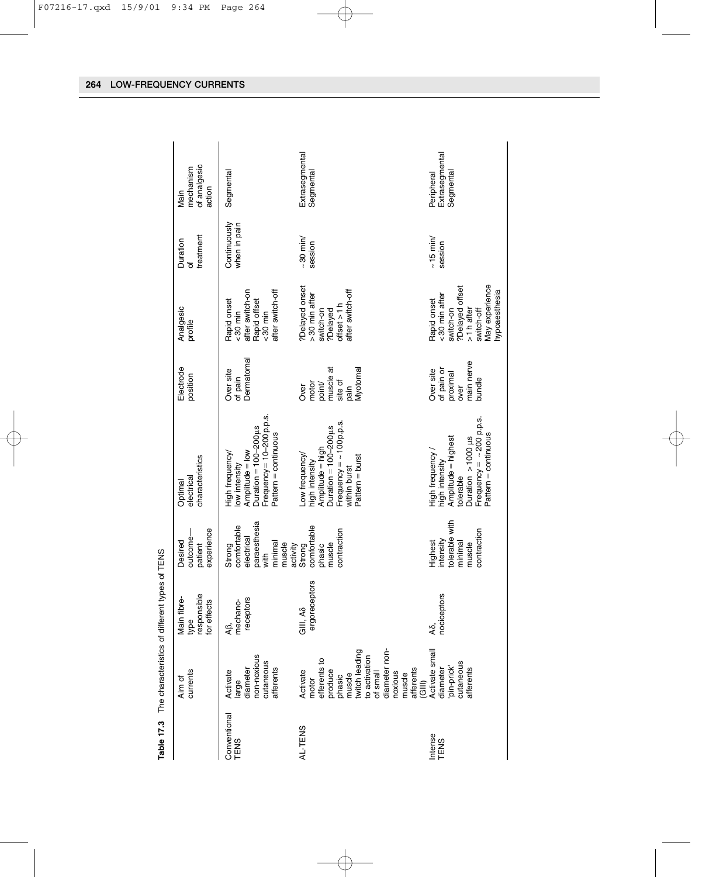**Table 17.3** The characteristics of different types of TENS

| | Aim of currents | Main fibre-type responsible for effects | Desired outcome—patient experience | Optimal electrical characteristics | Electrode position | Analgesic profile | Duration of treatment | Main mechanism of analgesic action |
|---|---|---|---|---|---|---|---|---|
| Conventional TENS | Activate large diameter non-noxious cutaneous afferents | Aβ, mechano-receptors | Strong comfortable electrical paraesthesia with minimal muscle activity | High frequency/ low intensity<br>Amplitude = low<br>Duration = 100–200 μs<br>Frequency = 10–200 p.p.s.<br>Pattern = continuous | Over site of pain<br>Dermatomal | Rapid onset <30 min after switch-on<br>Rapid offset <30 min after switch-off | Continuously when in pain | Segmental |
| AL-TENS | Activate motor efferents to produce phasic muscle twitch leading to activation of small diameter non-noxious muscle afferents (GIII) | GIII, Aδ ergoreceptors | Strong comfortable phasic muscle contraction | Low frequency/ high intensity<br>Amplitude = high<br>Duration = 100–200 μs<br>Frequency = ~100 p.p.s. within burst<br>Pattern = burst | Over motor point/ muscle at site of pain<br>Myotomal | ?Delayed onset >30 min after switch-on<br>?Delayed offset >1 h after switch-off | ~30 min/ session | Extrasegmental<br>Segmental |
| Intense TENS | Activate small diameter 'pin-prick' cutaneous afferents | Aδ, nociceptors | Highest intensity tolerable with minimal muscle contraction | High frequency / high intensity<br>Amplitude = highest tolerable<br>Duration >1000 μs<br>Frequency = ~200 p.p.s.<br>Pattern = continuous | Over site of pain or proximal over main nerve bundle | Rapid onset <30 min after switch-on<br>?Delayed offset >1 h after switch-off<br>May experience hypoaesthesia | ~15 min/ session | Peripheral<br>Extrasegmental<br>Segmental |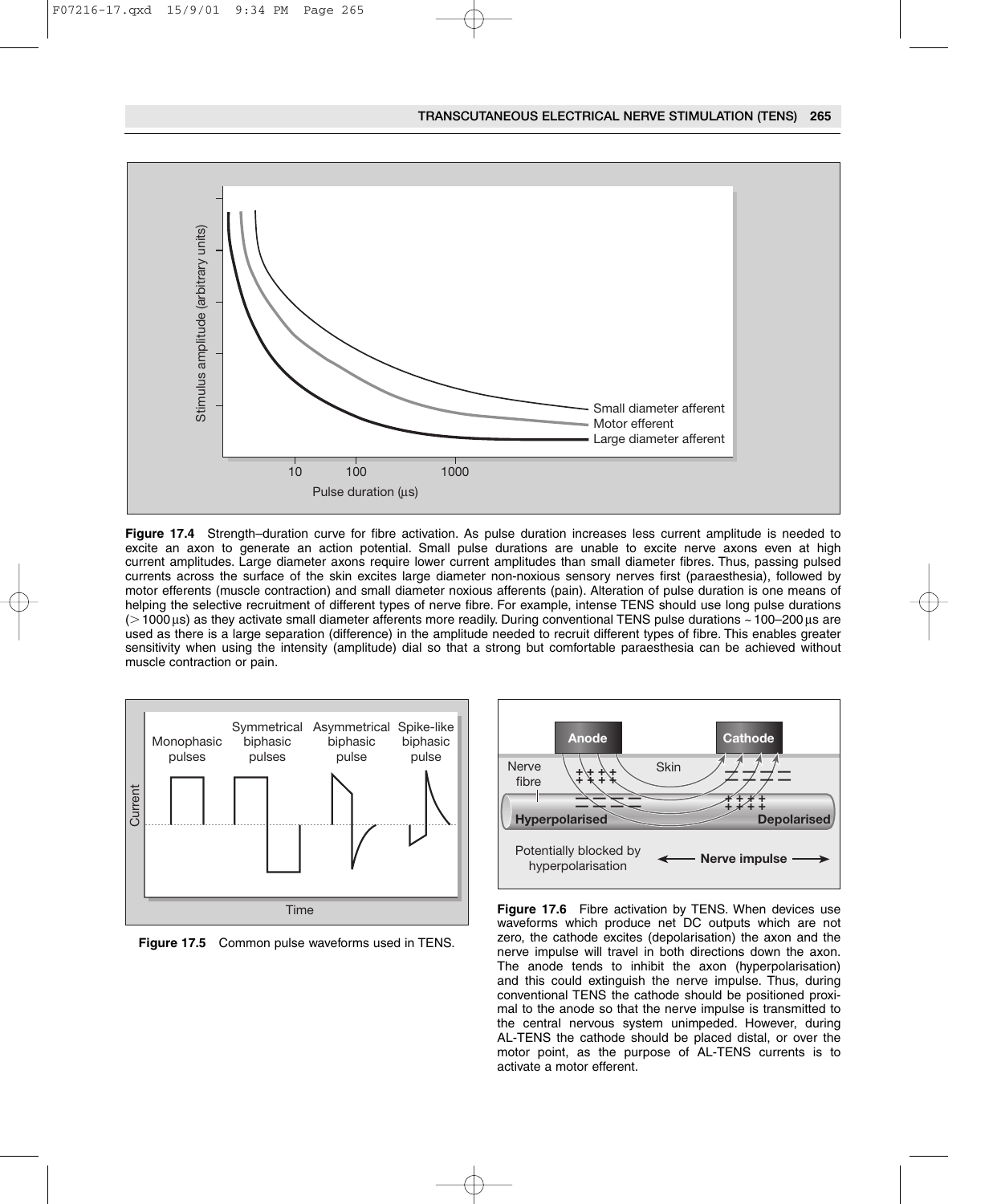**Figure 17.4** Strength–duration curve for fibre activation. As pulse duration increases less current amplitude is needed to excite an axon to generate an action potential. Small pulse durations are unable to excite nerve axons even at high current amplitudes. Large diameter axons require lower current amplitudes than small diameter fibres. Thus, passing pulsed currents across the surface of the skin excites large diameter non-noxious sensory nerves first (paraesthesia), followed by motor efferents (muscle contraction) and small diameter noxious afferents (pain). Alteration of pulse duration is one means of helping the selective recruitment of different types of nerve fibre. For example, intense TENS should use long pulse durations (> 1000 μs) as they activate small diameter afferents more readily. During conventional TENS pulse durations ~ 100–200 μs are used as there is a large separation (difference) in the amplitude needed to recruit different types of fibre. This enables greater sensitivity when using the intensity (amplitude) dial so that a strong but comfortable paraesthesia can be achieved without muscle contraction or pain.

**Figure 17.5** Common pulse waveforms used in TENS.

**Figure 17.6** Fibre activation by TENS. When devices use waveforms which produce net DC outputs which are not zero, the cathode excites (depolarisation) the axon and the nerve impulse will travel in both directions down the axon. The anode tends to inhibit the axon (hyperpolarisation) and this could extinguish the nerve impulse. Thus, during conventional TENS the cathode should be positioned proximal to the anode so that the nerve impulse is transmitted to the central nervous system unimpeded. However, during AL-TENS the cathode should be placed distal, or over the motor point, as the purpose of AL-TENS currents is to activate a motor efferent.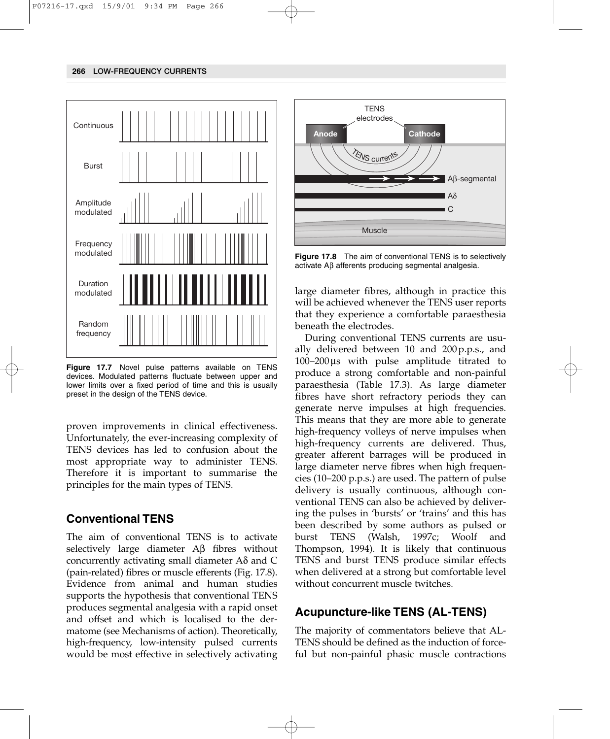**Figure 17.7** Novel pulse patterns available on TENS devices. Modulated patterns fluctuate between upper and lower limits over a fixed period of time and this is usually preset in the design of the TENS device.

proven improvements in clinical effectiveness. Unfortunately, the ever-increasing complexity of TENS devices has led to confusion about the most appropriate way to administer TENS. Therefore it is important to summarise the principles for the main types of TENS.

## Conventional TENS

The aim of conventional TENS is to activate selectively large diameter Aβ fibres without concurrently activating small diameter Aδ and C (pain-related) fibres or muscle efferents (Fig. 17.8). Evidence from animal and human studies supports the hypothesis that conventional TENS produces segmental analgesia with a rapid onset and offset and which is localised to the dermatome (see Mechanisms of action). Theoretically, high-frequency, low-intensity pulsed currents would be most effective in selectively activating large diameter fibres, although in practice this will be achieved whenever the TENS user reports that they experience a comfortable paraesthesia beneath the electrodes.

**Figure 17.8** The aim of conventional TENS is to selectively activate Aβ afferents producing segmental analgesia.

During conventional TENS currents are usually delivered between 10 and 200 p.p.s., and 100–200 μs with pulse amplitude titrated to produce a strong comfortable and non-painful paraesthesia (Table 17.3). As large diameter fibres have short refractory periods they can generate nerve impulses at high frequencies. This means that they are more able to generate high-frequency volleys of nerve impulses when high-frequency currents are delivered. Thus, greater afferent barrages will be produced in large diameter nerve fibres when high frequencies (10–200 p.p.s.) are used. The pattern of pulse delivery is usually continuous, although conventional TENS can also be achieved by delivering the pulses in 'bursts' or 'trains' and this has been described by some authors as pulsed or burst TENS (Walsh, 1997c; Woolf and Thompson, 1994). It is likely that continuous TENS and burst TENS produce similar effects when delivered at a strong but comfortable level without concurrent muscle twitches.

## Acupuncture-like TENS (AL-TENS)

The majority of commentators believe that AL-TENS should be defined as the induction of forceful but non-painful phasic muscle contractions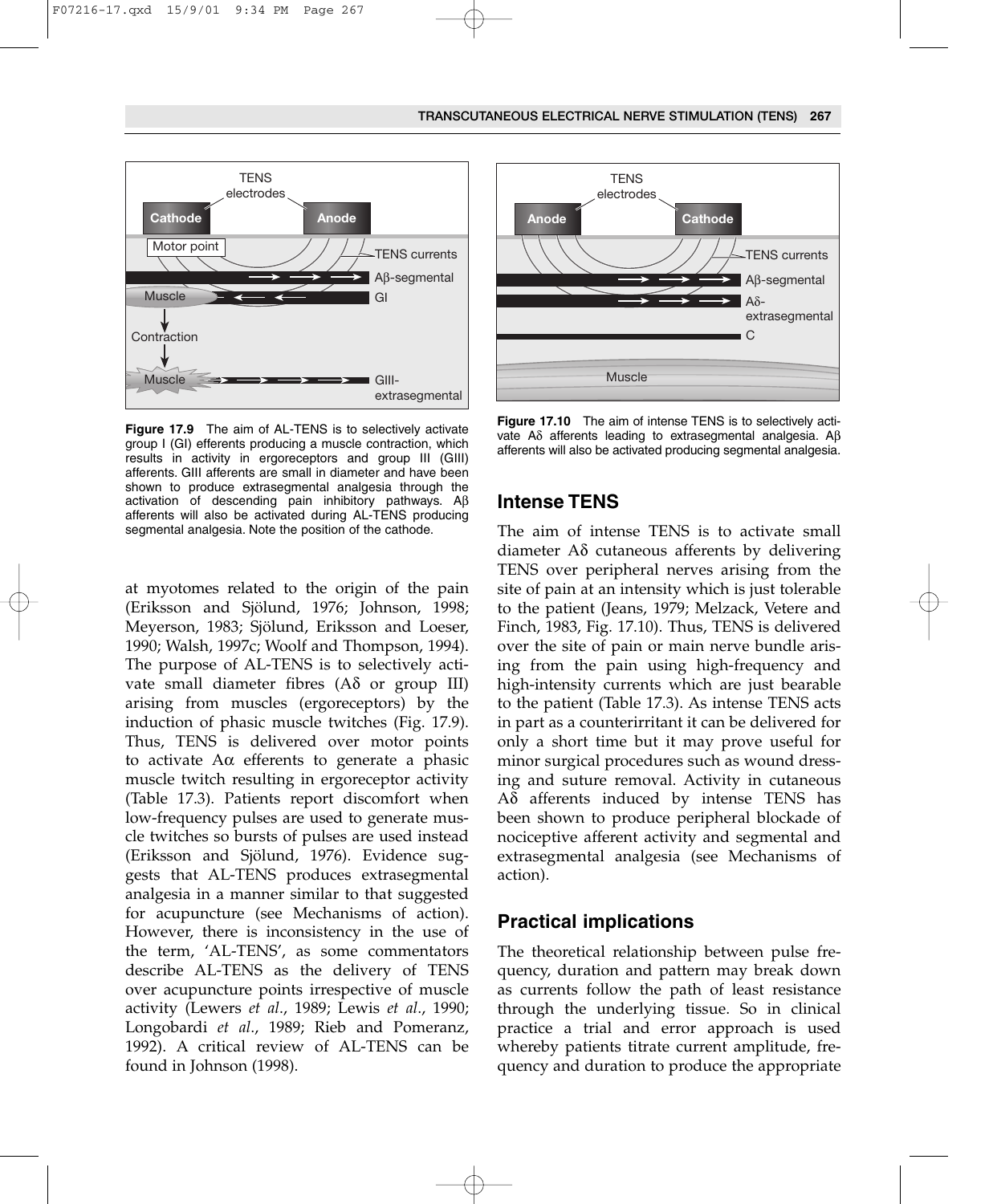**Figure 17.9** The aim of AL-TENS is to selectively activate group I (GI) efferents producing a muscle contraction, which results in activity in ergoreceptors and group III (GIII) afferents. GIII afferents are small in diameter and have been shown to produce extrasegmental analgesia through the activation of descending pain inhibitory pathways. Aβ afferents will also be activated during AL-TENS producing segmental analgesia. Note the position of the cathode.

at myotomes related to the origin of the pain (Eriksson and Sjölund, 1976; Johnson, 1998; Meyerson, 1983; Sjölund, Eriksson and Loeser, 1990; Walsh, 1997c; Woolf and Thompson, 1994). The purpose of AL-TENS is to selectively activate small diameter fibres (Aδ or group III) arising from muscles (ergoreceptors) by the induction of phasic muscle twitches (Fig. 17.9). Thus, TENS is delivered over motor points to activate Aα efferents to generate a phasic muscle twitch resulting in ergoreceptor activity (Table 17.3). Patients report discomfort when low-frequency pulses are used to generate muscle twitches so bursts of pulses are used instead (Eriksson and Sjölund, 1976). Evidence suggests that AL-TENS produces extrasegmental analgesia in a manner similar to that suggested for acupuncture (see Mechanisms of action). However, there is inconsistency in the use of the term, 'AL-TENS', as some commentators describe AL-TENS as the delivery of TENS over acupuncture points irrespective of muscle activity (Lewers *et al*., 1989; Lewis *et al*., 1990; Longobardi *et al*., 1989; Rieb and Pomeranz, 1992). A critical review of AL-TENS can be found in Johnson (1998).

**Figure 17.10** The aim of intense TENS is to selectively activate Aδ afferents leading to extrasegmental analgesia. Aβ afferents will also be activated producing segmental analgesia.

## Intense TENS

The aim of intense TENS is to activate small diameter Aδ cutaneous afferents by delivering TENS over peripheral nerves arising from the site of pain at an intensity which is just tolerable to the patient (Jeans, 1979; Melzack, Vetere and Finch, 1983, Fig. 17.10). Thus, TENS is delivered over the site of pain or main nerve bundle arising from the pain using high-frequency and high-intensity currents which are just bearable to the patient (Table 17.3). As intense TENS acts in part as a counterirritant it can be delivered for only a short time but it may prove useful for minor surgical procedures such as wound dressing and suture removal. Activity in cutaneous Aδ afferents induced by intense TENS has been shown to produce peripheral blockade of nociceptive afferent activity and segmental and extrasegmental analgesia (see Mechanisms of action).

## Practical implications

The theoretical relationship between pulse frequency, duration and pattern may break down as currents follow the path of least resistance through the underlying tissue. So in clinical practice a trial and error approach is used whereby patients titrate current amplitude, frequency and duration to produce the appropriate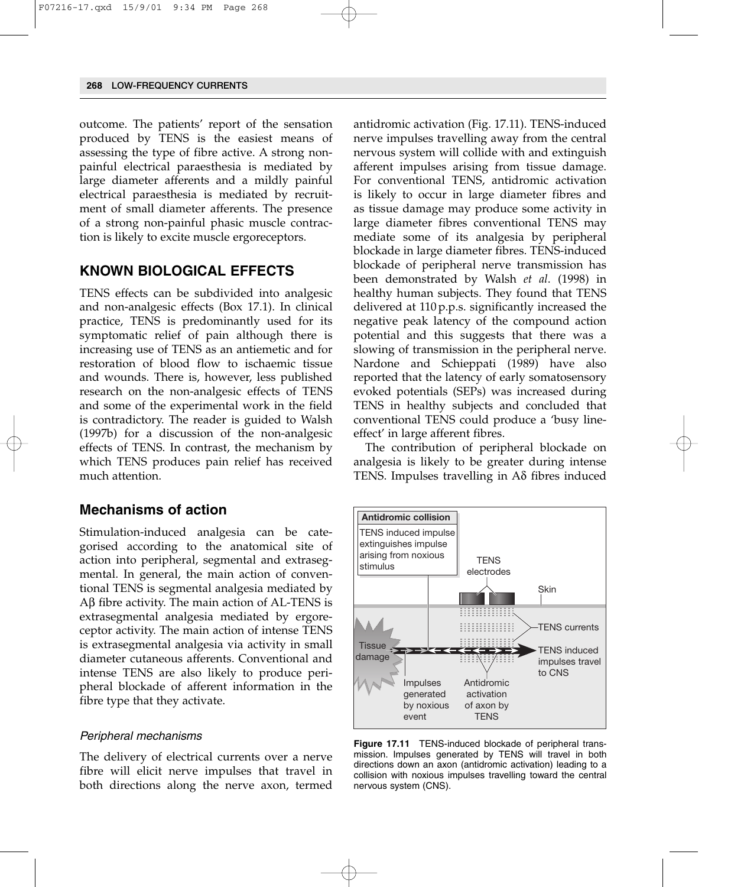outcome. The patients' report of the sensation produced by TENS is the easiest means of assessing the type of fibre active. A strong non-painful electrical paraesthesia is mediated by large diameter afferents and a mildly painful electrical paraesthesia is mediated by recruitment of small diameter afferents. The presence of a strong non-painful phasic muscle contraction is likely to excite muscle ergoreceptors.

## KNOWN BIOLOGICAL EFFECTS

TENS effects can be subdivided into analgesic and non-analgesic effects (Box 17.1). In clinical practice, TENS is predominantly used for its symptomatic relief of pain although there is increasing use of TENS as an antiemetic and for restoration of blood flow to ischaemic tissue and wounds. There is, however, less published research on the non-analgesic effects of TENS and some of the experimental work in the field is contradictory. The reader is guided to Walsh (1997b) for a discussion of the non-analgesic effects of TENS. In contrast, the mechanism by which TENS produces pain relief has received much attention.

### Mechanisms of action

Stimulation-induced analgesia can be categorised according to the anatomical site of action into peripheral, segmental and extrasegmental. In general, the main action of conventional TENS is segmental analgesia mediated by Aβ fibre activity. The main action of AL-TENS is extrasegmental analgesia mediated by ergoreceptor activity. The main action of intense TENS is extrasegmental analgesia via activity in small diameter cutaneous afferents. Conventional and intense TENS are also likely to produce peripheral blockade of afferent information in the fibre type that they activate.

#### *Peripheral mechanisms*

The delivery of electrical currents over a nerve fibre will elicit nerve impulses that travel in both directions along the nerve axon, termed antidromic activation (Fig. 17.11). TENS-induced nerve impulses travelling away from the central nervous system will collide with and extinguish afferent impulses arising from tissue damage. For conventional TENS, antidromic activation is likely to occur in large diameter fibres and as tissue damage may produce some activity in large diameter fibres conventional TENS may mediate some of its analgesia by peripheral blockade in large diameter fibres. TENS-induced blockade of peripheral nerve transmission has been demonstrated by Walsh *et al*. (1998) in healthy human subjects. They found that TENS delivered at 110 p.p.s. significantly increased the negative peak latency of the compound action potential and this suggests that there was a slowing of transmission in the peripheral nerve. Nardone and Schieppati (1989) have also reported that the latency of early somatosensory evoked potentials (SEPs) was increased during TENS in healthy subjects and concluded that conventional TENS could produce a 'busy line-effect' in large afferent fibres.

The contribution of peripheral blockade on analgesia is likely to be greater during intense TENS. Impulses travelling in Aδ fibres induced

**Figure 17.11** TENS-induced blockade of peripheral transmission. Impulses generated by TENS will travel in both directions down an axon (antidromic activation) leading to a collision with noxious impulses travelling toward the central nervous system (CNS).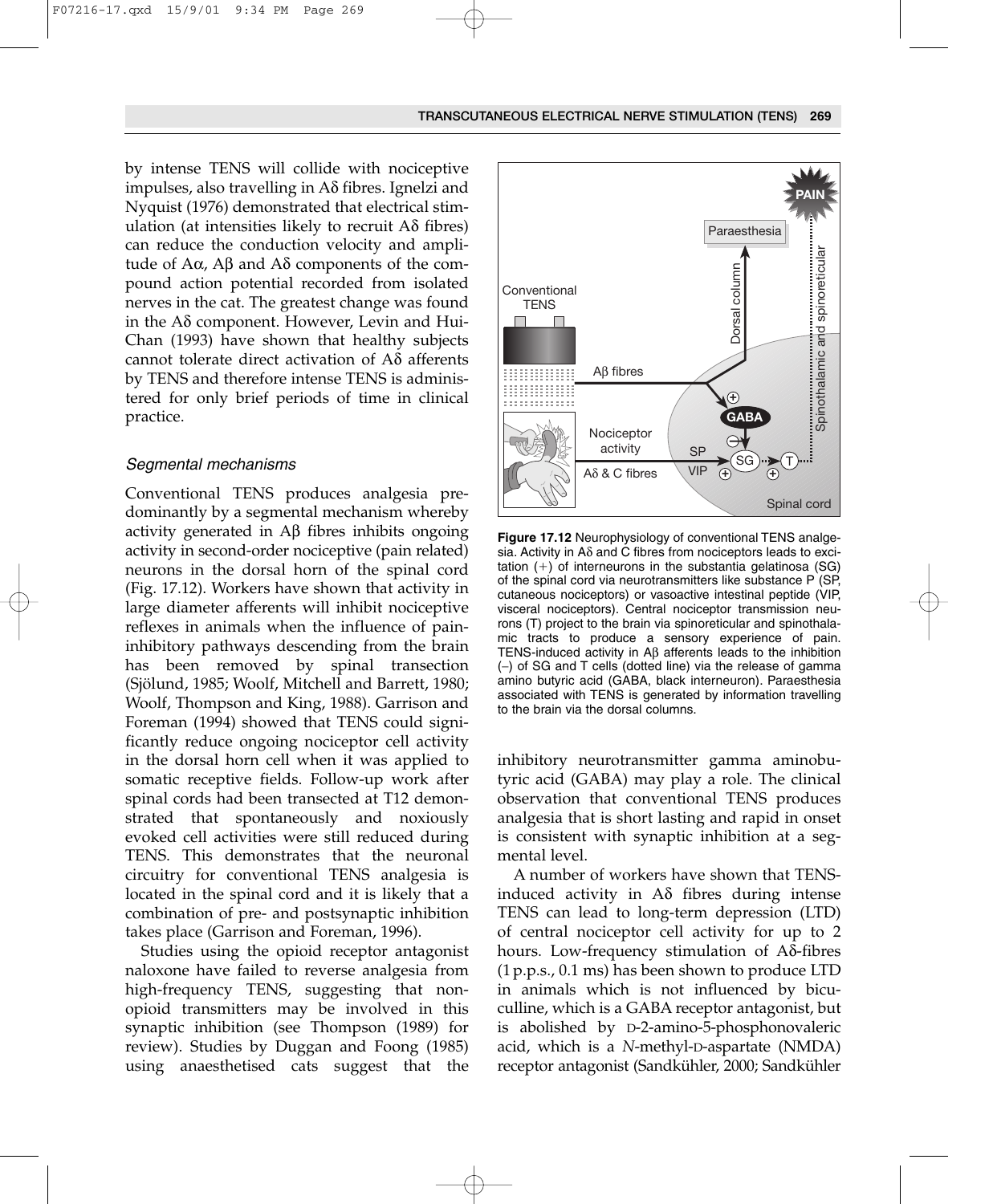by intense TENS will collide with nociceptive impulses, also travelling in Aδ fibres. Ignelzi and Nyquist (1976) demonstrated that electrical stimulation (at intensities likely to recruit Aδ fibres) can reduce the conduction velocity and amplitude of Aα, Aβ and Aδ components of the compound action potential recorded from isolated nerves in the cat. The greatest change was found in the Aδ component. However, Levin and Hui-Chan (1993) have shown that healthy subjects cannot tolerate direct activation of Aδ afferents by TENS and therefore intense TENS is administered for only brief periods of time in clinical practice.

### *Segmental mechanisms*

Conventional TENS produces analgesia predominantly by a segmental mechanism whereby activity generated in Aβ fibres inhibits ongoing activity in second-order nociceptive (pain related) neurons in the dorsal horn of the spinal cord (Fig. 17.12). Workers have shown that activity in large diameter afferents will inhibit nociceptive reflexes in animals when the influence of pain-inhibitory pathways descending from the brain has been removed by spinal transection (Sjölund, 1985; Woolf, Mitchell and Barrett, 1980; Woolf, Thompson and King, 1988). Garrison and Foreman (1994) showed that TENS could significantly reduce ongoing nociceptor cell activity in the dorsal horn cell when it was applied to somatic receptive fields. Follow-up work after spinal cords had been transected at T12 demonstrated that spontaneously and noxiously evoked cell activities were still reduced during TENS. This demonstrates that the neuronal circuitry for conventional TENS analgesia is located in the spinal cord and it is likely that a combination of pre- and postsynaptic inhibition takes place (Garrison and Foreman, 1996).

Studies using the opioid receptor antagonist naloxone have failed to reverse analgesia from high-frequency TENS, suggesting that non-opioid transmitters may be involved in this synaptic inhibition (see Thompson (1989) for review). Studies by Duggan and Foong (1985) using anaesthetised cats suggest that the inhibitory neurotransmitter gamma aminobutyric acid (GABA) may play a role. The clinical observation that conventional TENS produces analgesia that is short lasting and rapid in onset is consistent with synaptic inhibition at a segmental level.

**Figure 17.12** Neurophysiology of conventional TENS analgesia. Activity in Aδ and C fibres from nociceptors leads to excitation (+) of interneurons in the substantia gelatinosa (SG) of the spinal cord via neurotransmitters like substance P (SP, cutaneous nociceptors) or vasoactive intestinal peptide (VIP, visceral nociceptors). Central nociceptor transmission neurons (T) project to the brain via spinoreticular and spinothalamic tracts to produce a sensory experience of pain. TENS-induced activity in Aβ afferents leads to the inhibition (–) of SG and T cells (dotted line) via the release of gamma amino butyric acid (GABA, black interneuron). Paraesthesia associated with TENS is generated by information travelling to the brain via the dorsal columns.

A number of workers have shown that TENS-induced activity in Aδ fibres during intense TENS can lead to long-term depression (LTD) of central nociceptor cell activity for up to 2 hours. Low-frequency stimulation of Aδ-fibres (1 p.p.s., 0.1 ms) has been shown to produce LTD in animals which is not influenced by bicuculline, which is a GABA receptor antagonist, but is abolished by D-2-amino-5-phosphonovaleric acid, which is a *N*-methyl-D-aspartate (NMDA) receptor antagonist (Sandkühler, 2000; Sandkühler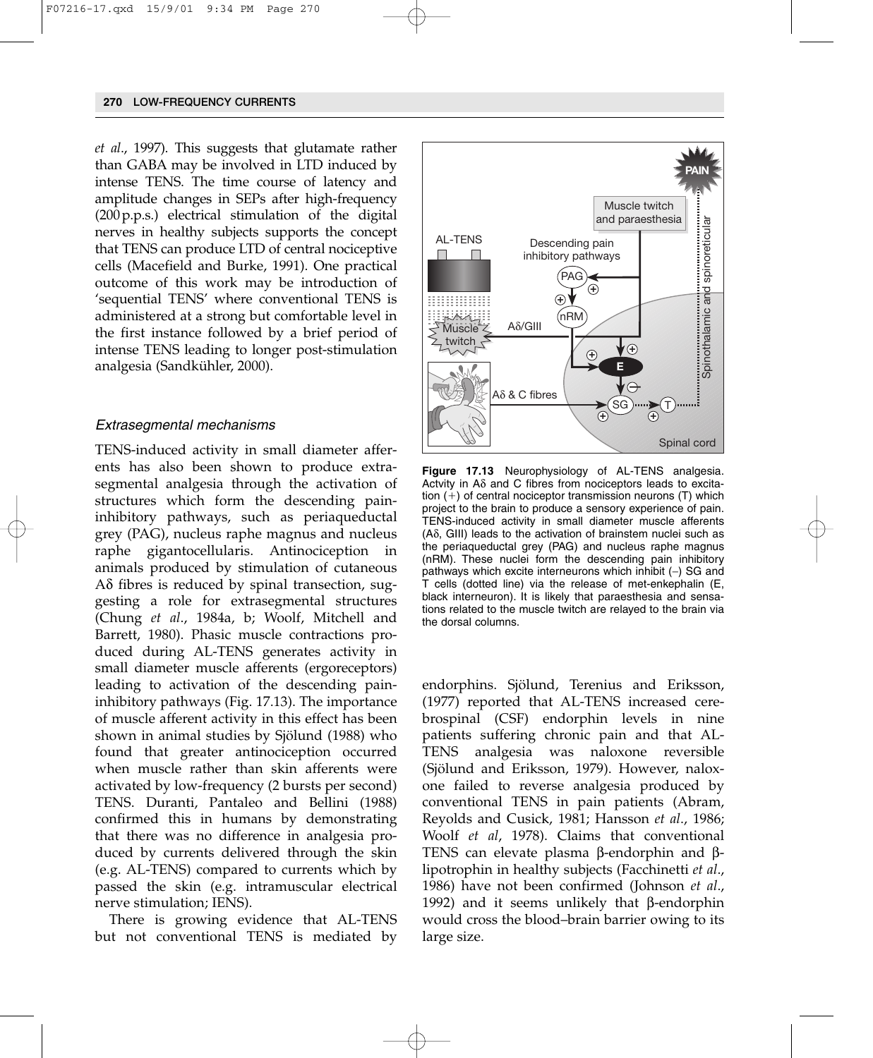*et al*., 1997). This suggests that glutamate rather than GABA may be involved in LTD induced by intense TENS. The time course of latency and amplitude changes in SEPs after high-frequency (200 p.p.s.) electrical stimulation of the digital nerves in healthy subjects supports the concept that TENS can produce LTD of central nociceptive cells (Macefield and Burke, 1991). One practical outcome of this work may be introduction of 'sequential TENS' where conventional TENS is administered at a strong but comfortable level in the first instance followed by a brief period of intense TENS leading to longer post-stimulation analgesia (Sandkühler, 2000).

### *Extrasegmental mechanisms*

TENS-induced activity in small diameter afferents has also been shown to produce extrasegmental analgesia through the activation of structures which form the descending pain-inhibitory pathways, such as periaqueductal grey (PAG), nucleus raphe magnus and nucleus raphe gigantocellularis. Antinociception in animals produced by stimulation of cutaneous Aδ fibres is reduced by spinal transection, suggesting a role for extrasegmental structures (Chung *et al*., 1984a, b; Woolf, Mitchell and Barrett, 1980). Phasic muscle contractions produced during AL-TENS generates activity in small diameter muscle afferents (ergoreceptors) leading to activation of the descending pain-inhibitory pathways (Fig. 17.13). The importance of muscle afferent activity in this effect has been shown in animal studies by Sjölund (1988) who found that greater antinociception occurred when muscle rather than skin afferents were activated by low-frequency (2 bursts per second) TENS. Duranti, Pantaleo and Bellini (1988) confirmed this in humans by demonstrating that there was no difference in analgesia produced by currents delivered through the skin (e.g. AL-TENS) compared to currents which by passed the skin (e.g. intramuscular electrical nerve stimulation; IENS).

There is growing evidence that AL-TENS but not conventional TENS is mediated by endorphins. Sjölund, Terenius and Eriksson, (1977) reported that AL-TENS increased cerebrospinal (CSF) endorphin levels in nine patients suffering chronic pain and that AL-TENS analgesia was naloxone reversible (Sjölund and Eriksson, 1979). However, naloxone failed to reverse analgesia produced by conventional TENS in pain patients (Abram, Reyolds and Cusick, 1981; Hansson *et al*., 1986; Woolf *et al*, 1978). Claims that conventional TENS can elevate plasma β-endorphin and β-lipotrophin in healthy subjects (Facchinetti *et al*., 1986) have not been confirmed (Johnson *et al*., 1992) and it seems unlikely that β-endorphin would cross the blood–brain barrier owing to its large size.

**Figure 17.13** Neurophysiology of AL-TENS analgesia. Actvity in Aδ and C fibres from nociceptors leads to excitation (+) of central nociceptor transmission neurons (T) which project to the brain to produce a sensory experience of pain. TENS-induced activity in small diameter muscle afferents (Aδ, GIII) leads to the activation of brainstem nuclei such as the periaqueductal grey (PAG) and nucleus raphe magnus (nRM). These nuclei form the descending pain inhibitory pathways which excite interneurons which inhibit (−) SG and T cells (dotted line) via the release of met-enkephalin (E, black interneuron). It is likely that paraesthesia and sensations related to the muscle twitch are relayed to the brain via the dorsal columns.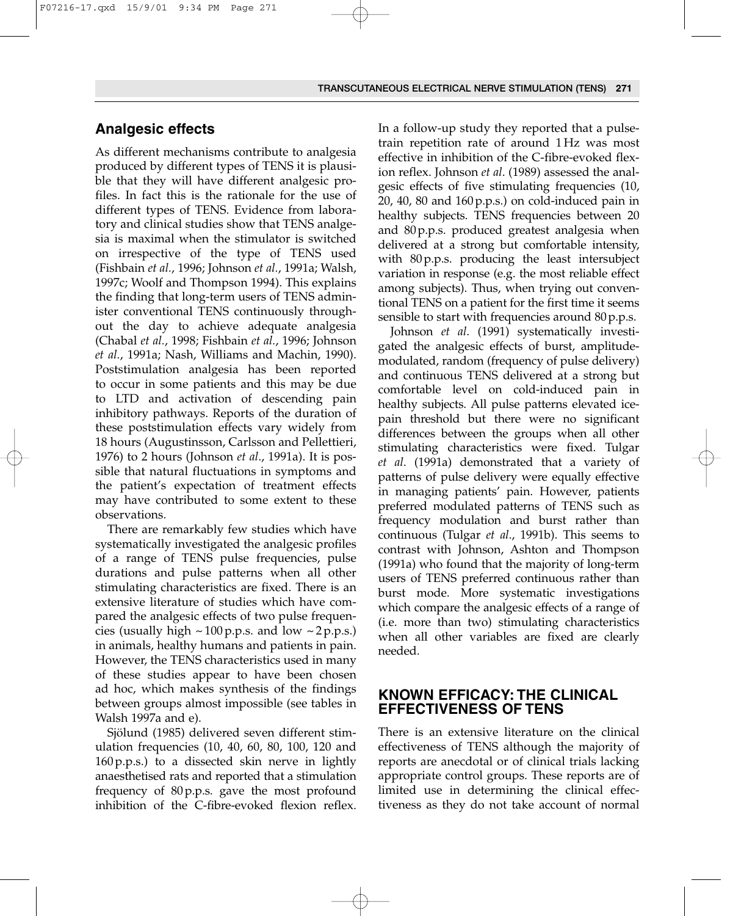## Analgesic effects

As different mechanisms contribute to analgesia produced by different types of TENS it is plausible that they will have different analgesic profiles. In fact this is the rationale for the use of different types of TENS. Evidence from laboratory and clinical studies show that TENS analgesia is maximal when the stimulator is switched on irrespective of the type of TENS used (Fishbain *et al.*, 1996; Johnson *et al.*, 1991a; Walsh, 1997c; Woolf and Thompson 1994). This explains the finding that long-term users of TENS administer conventional TENS continuously throughout the day to achieve adequate analgesia (Chabal *et al.*, 1998; Fishbain *et al.*, 1996; Johnson *et al.*, 1991a; Nash, Williams and Machin, 1990). Poststimulation analgesia has been reported to occur in some patients and this may be due to LTD and activation of descending pain inhibitory pathways. Reports of the duration of these poststimulation effects vary widely from 18 hours (Augustinsson, Carlsson and Pellettieri, 1976) to 2 hours (Johnson *et al.*, 1991a). It is possible that natural fluctuations in symptoms and the patient's expectation of treatment effects may have contributed to some extent to these observations.

There are remarkably few studies which have systematically investigated the analgesic profiles of a range of TENS pulse frequencies, pulse durations and pulse patterns when all other stimulating characteristics are fixed. There is an extensive literature of studies which have compared the analgesic effects of two pulse frequencies (usually high ~100 p.p.s. and low ~2 p.p.s.) in animals, healthy humans and patients in pain. However, the TENS characteristics used in many of these studies appear to have been chosen ad hoc, which makes synthesis of the findings between groups almost impossible (see tables in Walsh 1997a and e).

Sjölund (1985) delivered seven different stimulation frequencies (10, 40, 60, 80, 100, 120 and 160 p.p.s.) to a dissected skin nerve in lightly anaesthetised rats and reported that a stimulation frequency of 80 p.p.s. gave the most profound inhibition of the C-fibre-evoked flexion reflex. In a follow-up study they reported that a pulse-train repetition rate of around 1 Hz was most effective in inhibition of the C-fibre-evoked flexion reflex. Johnson *et al*. (1989) assessed the analgesic effects of five stimulating frequencies (10, 20, 40, 80 and 160 p.p.s.) on cold-induced pain in healthy subjects. TENS frequencies between 20 and 80 p.p.s. produced greatest analgesia when delivered at a strong but comfortable intensity, with 80 p.p.s. producing the least intersubject variation in response (e.g. the most reliable effect among subjects). Thus, when trying out conventional TENS on a patient for the first time it seems sensible to start with frequencies around 80 p.p.s.

Johnson *et al*. (1991) systematically investigated the analgesic effects of burst, amplitude-modulated, random (frequency of pulse delivery) and continuous TENS delivered at a strong but comfortable level on cold-induced pain in healthy subjects. All pulse patterns elevated ice-pain threshold but there were no significant differences between the groups when all other stimulating characteristics were fixed. Tulgar *et al*. (1991a) demonstrated that a variety of patterns of pulse delivery were equally effective in managing patients' pain. However, patients preferred modulated patterns of TENS such as frequency modulation and burst rather than continuous (Tulgar *et al*., 1991b). This seems to contrast with Johnson, Ashton and Thompson (1991a) who found that the majority of long-term users of TENS preferred continuous rather than burst mode. More systematic investigations which compare the analgesic effects of a range of (i.e. more than two) stimulating characteristics when all other variables are fixed are clearly needed.

## KNOWN EFFICACY: THE CLINICAL EFFECTIVENESS OF TENS

There is an extensive literature on the clinical effectiveness of TENS although the majority of reports are anecdotal or of clinical trials lacking appropriate control groups. These reports are of limited use in determining the clinical effectiveness as they do not take account of normal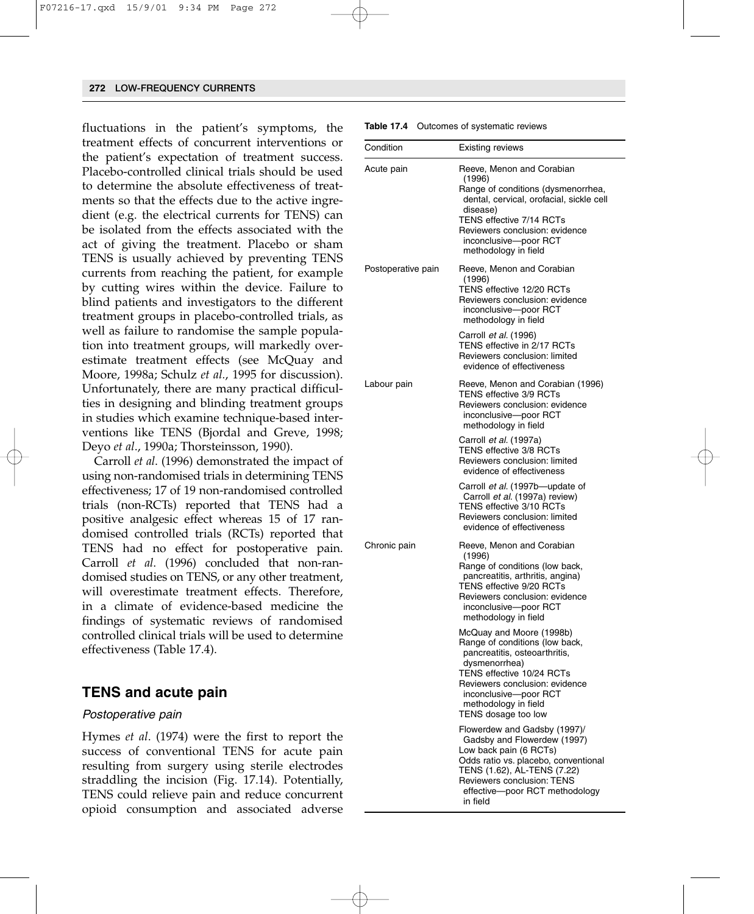fluctuations in the patient's symptoms, the treatment effects of concurrent interventions or the patient's expectation of treatment success. Placebo-controlled clinical trials should be used to determine the absolute effectiveness of treatments so that the effects due to the active ingredient (e.g. the electrical currents for TENS) can be isolated from the effects associated with the act of giving the treatment. Placebo or sham TENS is usually achieved by preventing TENS currents from reaching the patient, for example by cutting wires within the device. Failure to blind patients and investigators to the different treatment groups in placebo-controlled trials, as well as failure to randomise the sample population into treatment groups, will markedly overestimate treatment effects (see McQuay and Moore, 1998a; Schulz *et al.*, 1995 for discussion). Unfortunately, there are many practical difficulties in designing and blinding treatment groups in studies which examine technique-based interventions like TENS (Bjordal and Greve, 1998; Deyo *et al*., 1990a; Thorsteinsson, 1990).

Carroll *et al*. (1996) demonstrated the impact of using non-randomised trials in determining TENS effectiveness; 17 of 19 non-randomised controlled trials (non-RCTs) reported that TENS had a positive analgesic effect whereas 15 of 17 randomised controlled trials (RCTs) reported that TENS had no effect for postoperative pain. Carroll *et al*. (1996) concluded that non-randomised studies on TENS, or any other treatment, will overestimate treatment effects. Therefore, in a climate of evidence-based medicine the findings of systematic reviews of randomised controlled clinical trials will be used to determine effectiveness (Table 17.4).

**Table 17.4** Outcomes of systematic reviews

| Condition | Existing reviews |
|---|---|
| Acute pain | Reeve, Menon and Corabian (1996)<br>Range of conditions (dysmenorrhea, dental, cervical, orofacial, sickle cell disease)<br>TENS effective 7/14 RCTs<br>Reviewers conclusion: evidence inconclusive—poor RCT methodology in field |
| Postoperative pain | Reeve, Menon and Corabian (1996)<br>TENS effective 12/20 RCTs<br>Reviewers conclusion: evidence inconclusive—poor RCT methodology in field |
| | Carroll *et al*. (1996)<br>TENS effective in 2/17 RCTs<br>Reviewers conclusion: limited evidence of effectiveness |
| Labour pain | Reeve, Menon and Corabian (1996)<br>TENS effective 3/9 RCTs<br>Reviewers conclusion: evidence inconclusive—poor RCT methodology in field |
| | Carroll *et al*. (1997a)<br>TENS effective 3/8 RCTs<br>Reviewers conclusion: limited evidence of effectiveness |
| | Carroll *et al*. (1997b—update of Carroll *et al*. (1997a) review)<br>TENS effective 3/10 RCTs<br>Reviewers conclusion: limited evidence of effectiveness |
| Chronic pain | Reeve, Menon and Corabian (1996)<br>Range of conditions (low back, pancreatitis, arthritis, angina)<br>TENS effective 9/20 RCTs<br>Reviewers conclusion: evidence inconclusive—poor RCT methodology in field |
| | McQuay and Moore (1998b)<br>Range of conditions (low back, pancreatitis, osteoarthritis, dysmenorrhea)<br>TENS effective 10/24 RCTs<br>Reviewers conclusion: evidence inconclusive—poor RCT methodology in field<br>TENS dosage too low |
| | Flowerdew and Gadsby (1997)/ Gadsby and Flowerdew (1997)<br>Low back pain (6 RCTs)<br>Odds ratio vs. placebo, conventional TENS (1.62), AL-TENS (7.22)<br>Reviewers conclusion: TENS effective—poor RCT methodology in field |

## TENS and acute pain

### *Postoperative pain*

Hymes *et al*. (1974) were the first to report the success of conventional TENS for acute pain resulting from surgery using sterile electrodes straddling the incision (Fig. 17.14). Potentially, TENS could relieve pain and reduce concurrent opioid consumption and associated adverse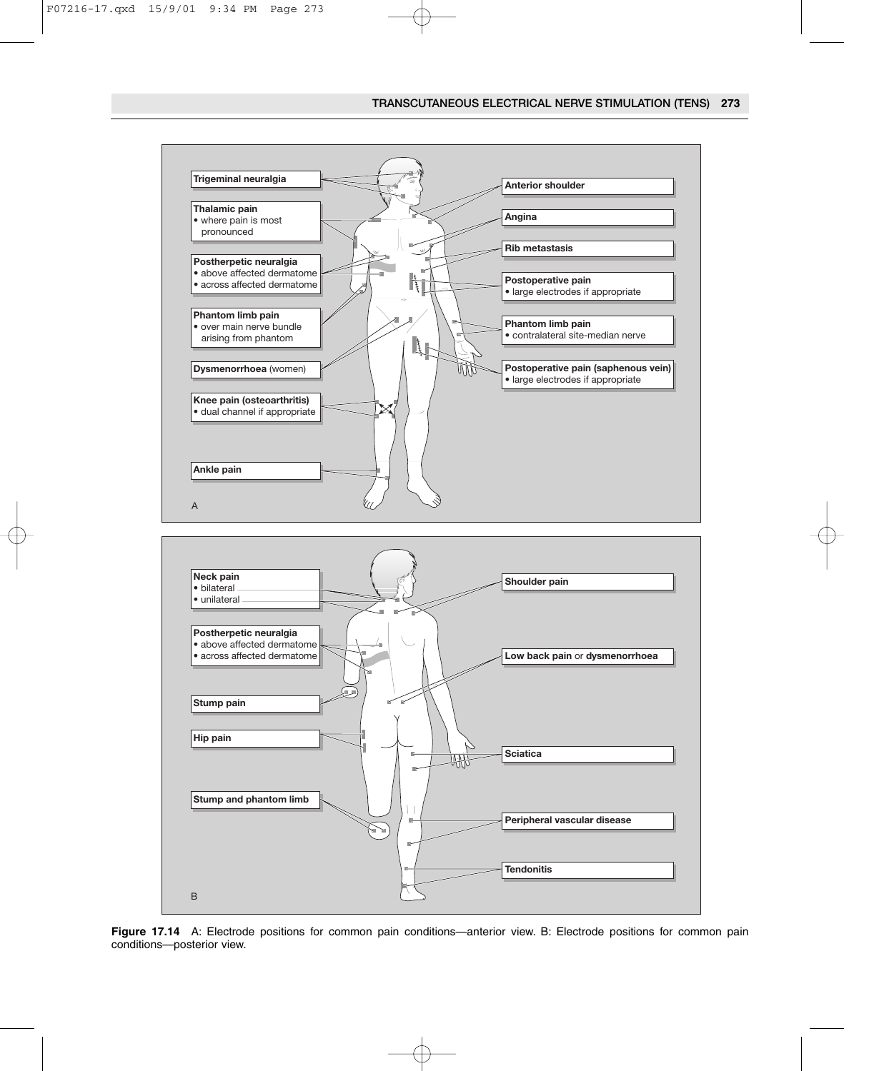**Figure 17.14** A: Electrode positions for common pain conditions—anterior view. B: Electrode positions for common pain conditions—posterior view.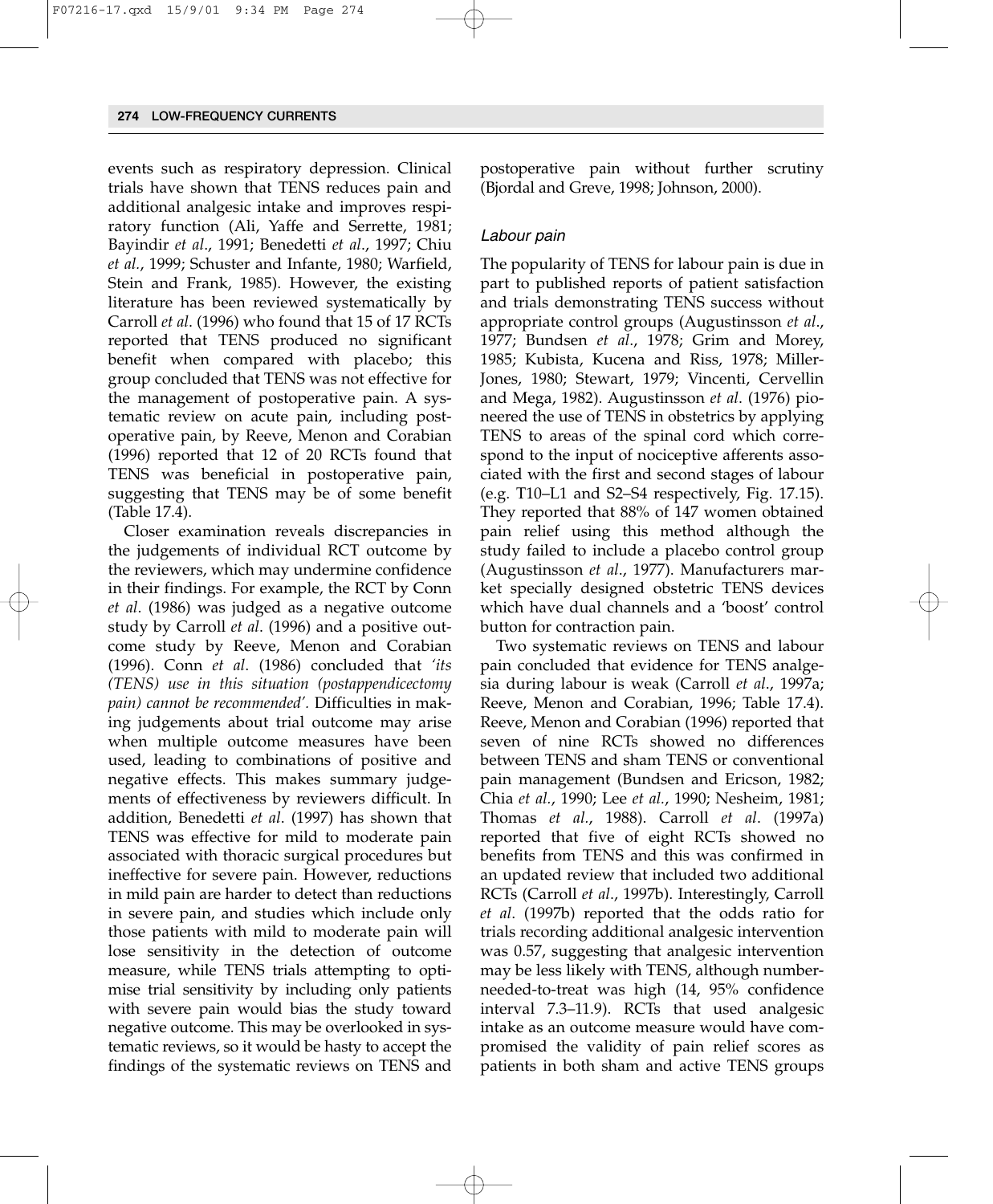events such as respiratory depression. Clinical trials have shown that TENS reduces pain and additional analgesic intake and improves respiratory function (Ali, Yaffe and Serrette, 1981; Bayindir *et al*., 1991; Benedetti *et al*., 1997; Chiu *et al.*, 1999; Schuster and Infante, 1980; Warfield, Stein and Frank, 1985). However, the existing literature has been reviewed systematically by Carroll *et al*. (1996) who found that 15 of 17 RCTs reported that TENS produced no significant benefit when compared with placebo; this group concluded that TENS was not effective for the management of postoperative pain. A systematic review on acute pain, including postoperative pain, by Reeve, Menon and Corabian (1996) reported that 12 of 20 RCTs found that TENS was beneficial in postoperative pain, suggesting that TENS may be of some benefit (Table 17.4).

Closer examination reveals discrepancies in the judgements of individual RCT outcome by the reviewers, which may undermine confidence in their findings. For example, the RCT by Conn *et al*. (1986) was judged as a negative outcome study by Carroll *et al*. (1996) and a positive outcome study by Reeve, Menon and Corabian (1996). Conn *et al*. (1986) concluded that *'its (TENS) use in this situation (postappendicectomy pain) cannot be recommended'*. Difficulties in making judgements about trial outcome may arise when multiple outcome measures have been used, leading to combinations of positive and negative effects. This makes summary judgements of effectiveness by reviewers difficult. In addition, Benedetti *et al*. (1997) has shown that TENS was effective for mild to moderate pain associated with thoracic surgical procedures but ineffective for severe pain. However, reductions in mild pain are harder to detect than reductions in severe pain, and studies which include only those patients with mild to moderate pain will lose sensitivity in the detection of outcome measure, while TENS trials attempting to optimise trial sensitivity by including only patients with severe pain would bias the study toward negative outcome. This may be overlooked in systematic reviews, so it would be hasty to accept the findings of the systematic reviews on TENS and postoperative pain without further scrutiny (Bjordal and Greve, 1998; Johnson, 2000).

### *Labour pain*

The popularity of TENS for labour pain is due in part to published reports of patient satisfaction and trials demonstrating TENS success without appropriate control groups (Augustinsson *et al*., 1977; Bundsen *et al*., 1978; Grim and Morey, 1985; Kubista, Kucena and Riss, 1978; Miller-Jones, 1980; Stewart, 1979; Vincenti, Cervellin and Mega, 1982). Augustinsson *et al*. (1976) pioneered the use of TENS in obstetrics by applying TENS to areas of the spinal cord which correspond to the input of nociceptive afferents associated with the first and second stages of labour (e.g. T10–L1 and S2–S4 respectively, Fig. 17.15). They reported that 88% of 147 women obtained pain relief using this method although the study failed to include a placebo control group (Augustinsson *et al*., 1977). Manufacturers market specially designed obstetric TENS devices which have dual channels and a 'boost' control button for contraction pain.

Two systematic reviews on TENS and labour pain concluded that evidence for TENS analgesia during labour is weak (Carroll *et al*., 1997a; Reeve, Menon and Corabian, 1996; Table 17.4). Reeve, Menon and Corabian (1996) reported that seven of nine RCTs showed no differences between TENS and sham TENS or conventional pain management (Bundsen and Ericson, 1982; Chia *et al.*, 1990; Lee *et al.*, 1990; Nesheim, 1981; Thomas *et al.*, 1988). Carroll *et al*. (1997a) reported that five of eight RCTs showed no benefits from TENS and this was confirmed in an updated review that included two additional RCTs (Carroll *et al*., 1997b). Interestingly, Carroll *et al*. (1997b) reported that the odds ratio for trials recording additional analgesic intervention was 0.57, suggesting that analgesic intervention may be less likely with TENS, although number-needed-to-treat was high (14, 95% confidence interval 7.3–11.9). RCTs that used analgesic intake as an outcome measure would have compromised the validity of pain relief scores as patients in both sham and active TENS groups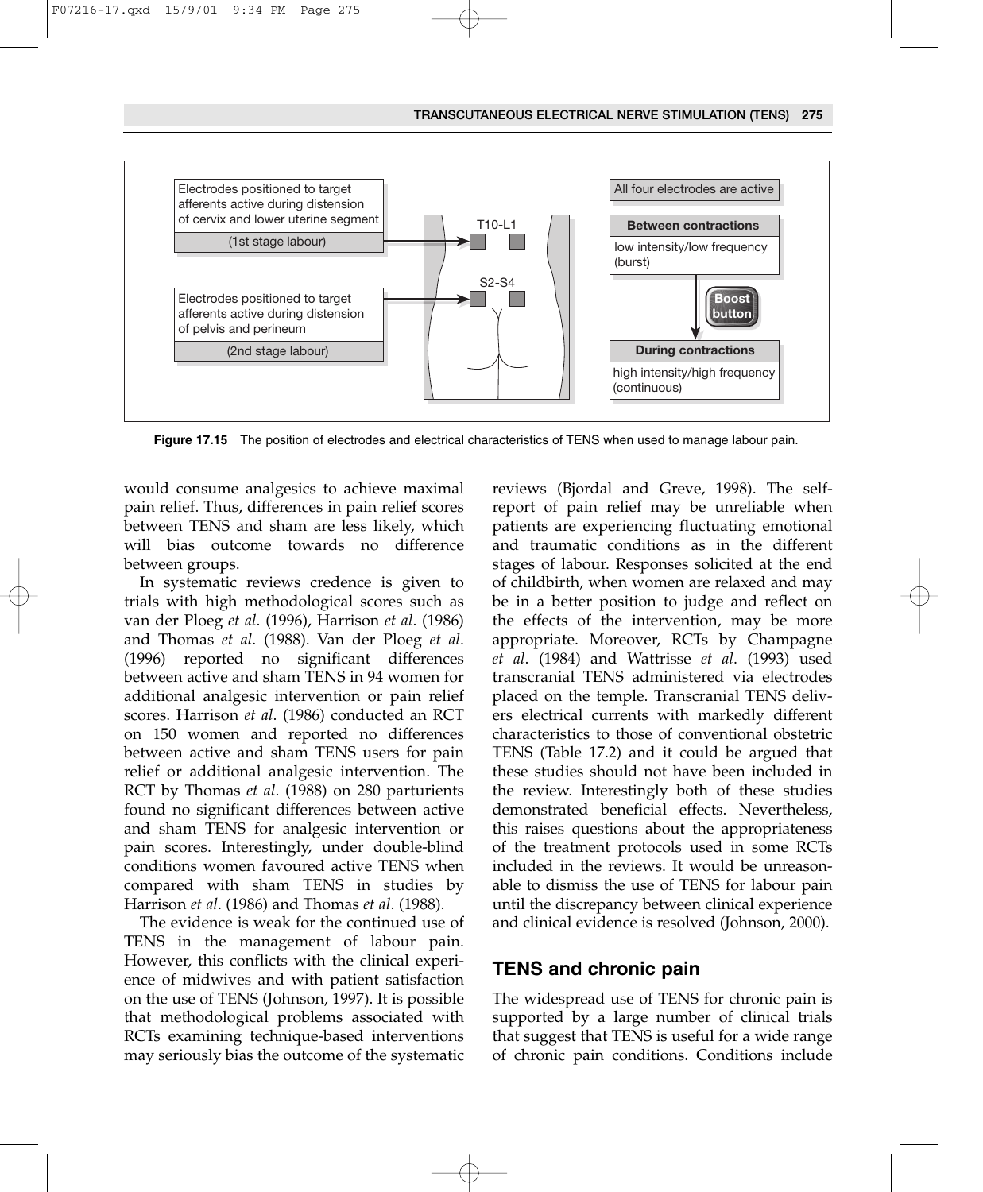Figure 17.15 The position of electrodes and electrical characteristics of TENS when used to manage labour pain.

would consume analgesics to achieve maximal pain relief. Thus, differences in pain relief scores between TENS and sham are less likely, which will bias outcome towards no difference between groups.

In systematic reviews credence is given to trials with high methodological scores such as van der Ploeg *et al*. (1996), Harrison *et al*. (1986) and Thomas *et al*. (1988). Van der Ploeg *et al*. (1996) reported no significant differences between active and sham TENS in 94 women for additional analgesic intervention or pain relief scores. Harrison *et al*. (1986) conducted an RCT on 150 women and reported no differences between active and sham TENS users for pain relief or additional analgesic intervention. The RCT by Thomas *et al*. (1988) on 280 parturients found no significant differences between active and sham TENS for analgesic intervention or pain scores. Interestingly, under double-blind conditions women favoured active TENS when compared with sham TENS in studies by Harrison *et al*. (1986) and Thomas *et al*. (1988).

The evidence is weak for the continued use of TENS in the management of labour pain. However, this conflicts with the clinical experience of midwives and with patient satisfaction on the use of TENS (Johnson, 1997). It is possible that methodological problems associated with RCTs examining technique-based interventions may seriously bias the outcome of the systematic reviews (Bjordal and Greve, 1998). The self-report of pain relief may be unreliable when patients are experiencing fluctuating emotional and traumatic conditions as in the different stages of labour. Responses solicited at the end of childbirth, when women are relaxed and may be in a better position to judge and reflect on the effects of the intervention, may be more appropriate. Moreover, RCTs by Champagne *et al*. (1984) and Wattrisse *et al*. (1993) used transcranial TENS administered via electrodes placed on the temple. Transcranial TENS delivers electrical currents with markedly different characteristics to those of conventional obstetric TENS (Table 17.2) and it could be argued that these studies should not have been included in the review. Interestingly both of these studies demonstrated beneficial effects. Nevertheless, this raises questions about the appropriateness of the treatment protocols used in some RCTs included in the reviews. It would be unreasonable to dismiss the use of TENS for labour pain until the discrepancy between clinical experience and clinical evidence is resolved (Johnson, 2000).

## TENS and chronic pain

The widespread use of TENS for chronic pain is supported by a large number of clinical trials that suggest that TENS is useful for a wide range of chronic pain conditions. Conditions include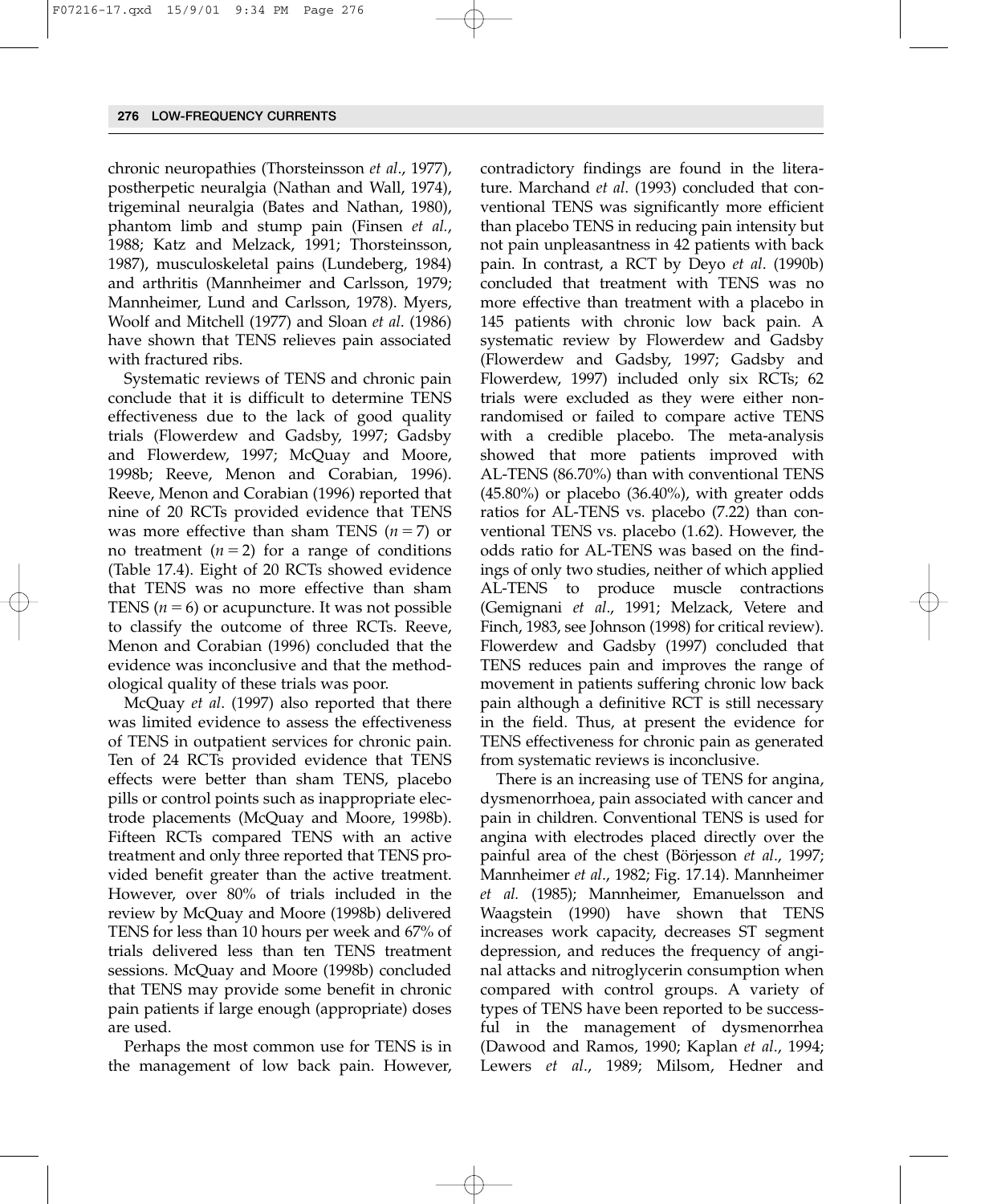chronic neuropathies (Thorsteinsson *et al*., 1977), postherpetic neuralgia (Nathan and Wall, 1974), trigeminal neuralgia (Bates and Nathan, 1980), phantom limb and stump pain (Finsen *et al.*, 1988; Katz and Melzack, 1991; Thorsteinsson, 1987), musculoskeletal pains (Lundeberg, 1984) and arthritis (Mannheimer and Carlsson, 1979; Mannheimer, Lund and Carlsson, 1978). Myers, Woolf and Mitchell (1977) and Sloan *et al*. (1986) have shown that TENS relieves pain associated with fractured ribs.

Systematic reviews of TENS and chronic pain conclude that it is difficult to determine TENS effectiveness due to the lack of good quality trials (Flowerdew and Gadsby, 1997; Gadsby and Flowerdew, 1997; McQuay and Moore, 1998b; Reeve, Menon and Corabian, 1996). Reeve, Menon and Corabian (1996) reported that nine of 20 RCTs provided evidence that TENS was more effective than sham TENS ($n = 7$) or no treatment ($n = 2$) for a range of conditions (Table 17.4). Eight of 20 RCTs showed evidence that TENS was no more effective than sham TENS ($n = 6$) or acupuncture. It was not possible to classify the outcome of three RCTs. Reeve, Menon and Corabian (1996) concluded that the evidence was inconclusive and that the methodological quality of these trials was poor.

McQuay *et al*. (1997) also reported that there was limited evidence to assess the effectiveness of TENS in outpatient services for chronic pain. Ten of 24 RCTs provided evidence that TENS effects were better than sham TENS, placebo pills or control points such as inappropriate electrode placements (McQuay and Moore, 1998b). Fifteen RCTs compared TENS with an active treatment and only three reported that TENS provided benefit greater than the active treatment. However, over 80% of trials included in the review by McQuay and Moore (1998b) delivered TENS for less than 10 hours per week and 67% of trials delivered less than ten TENS treatment sessions. McQuay and Moore (1998b) concluded that TENS may provide some benefit in chronic pain patients if large enough (appropriate) doses are used.

Perhaps the most common use for TENS is in the management of low back pain. However, contradictory findings are found in the literature. Marchand *et al*. (1993) concluded that conventional TENS was significantly more efficient than placebo TENS in reducing pain intensity but not pain unpleasantness in 42 patients with back pain. In contrast, a RCT by Deyo *et al*. (1990b) concluded that treatment with TENS was no more effective than treatment with a placebo in 145 patients with chronic low back pain. A systematic review by Flowerdew and Gadsby (Flowerdew and Gadsby, 1997; Gadsby and Flowerdew, 1997) included only six RCTs; 62 trials were excluded as they were either non-randomised or failed to compare active TENS with a credible placebo. The meta-analysis showed that more patients improved with AL-TENS (86.70%) than with conventional TENS (45.80%) or placebo (36.40%), with greater odds ratios for AL-TENS vs. placebo (7.22) than conventional TENS vs. placebo (1.62). However, the odds ratio for AL-TENS was based on the findings of only two studies, neither of which applied AL-TENS to produce muscle contractions (Gemignani *et al*., 1991; Melzack, Vetere and Finch, 1983, see Johnson (1998) for critical review). Flowerdew and Gadsby (1997) concluded that TENS reduces pain and improves the range of movement in patients suffering chronic low back pain although a definitive RCT is still necessary in the field. Thus, at present the evidence for TENS effectiveness for chronic pain as generated from systematic reviews is inconclusive.

There is an increasing use of TENS for angina, dysmenorrhoea, pain associated with cancer and pain in children. Conventional TENS is used for angina with electrodes placed directly over the painful area of the chest (Börjesson *et al*., 1997; Mannheimer *et al*., 1982; Fig. 17.14). Mannheimer *et al.* (1985); Mannheimer, Emanuelsson and Waagstein (1990) have shown that TENS increases work capacity, decreases ST segment depression, and reduces the frequency of anginal attacks and nitroglycerin consumption when compared with control groups. A variety of types of TENS have been reported to be successful in the management of dysmenorrhea (Dawood and Ramos, 1990; Kaplan *et al*., 1994; Lewers *et al*., 1989; Milsom, Hedner and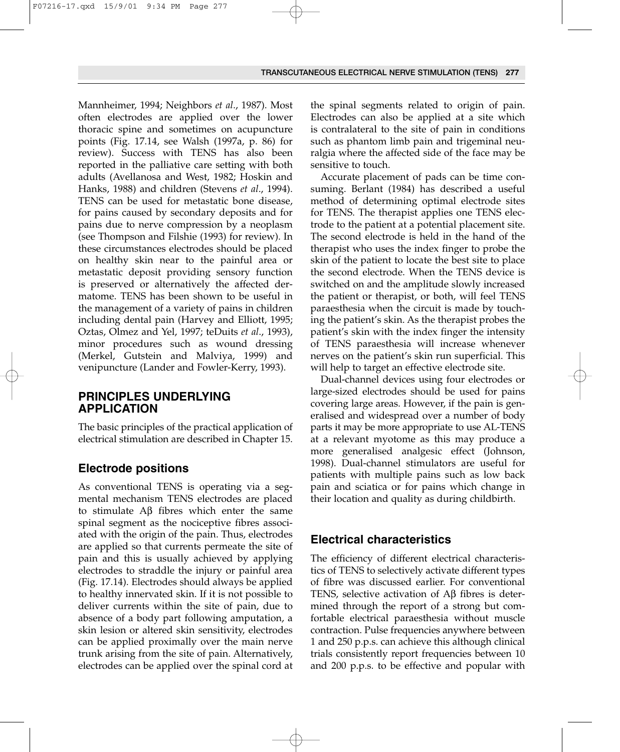Mannheimer, 1994; Neighbors *et al*., 1987). Most often electrodes are applied over the lower thoracic spine and sometimes on acupuncture points (Fig. 17.14, see Walsh (1997a, p. 86) for review). Success with TENS has also been reported in the palliative care setting with both adults (Avellanosa and West, 1982; Hoskin and Hanks, 1988) and children (Stevens *et al*., 1994). TENS can be used for metastatic bone disease, for pains caused by secondary deposits and for pains due to nerve compression by a neoplasm (see Thompson and Filshie (1993) for review). In these circumstances electrodes should be placed on healthy skin near to the painful area or metastatic deposit providing sensory function is preserved or alternatively the affected dermatome. TENS has been shown to be useful in the management of a variety of pains in children including dental pain (Harvey and Elliott, 1995; Oztas, Olmez and Yel, 1997; teDuits *et al*., 1993), minor procedures such as wound dressing (Merkel, Gutstein and Malviya, 1999) and venipuncture (Lander and Fowler-Kerry, 1993).

## PRINCIPLES UNDERLYING APPLICATION

The basic principles of the practical application of electrical stimulation are described in Chapter 15.

### Electrode positions

As conventional TENS is operating via a segmental mechanism TENS electrodes are placed to stimulate Aβ fibres which enter the same spinal segment as the nociceptive fibres associated with the origin of the pain. Thus, electrodes are applied so that currents permeate the site of pain and this is usually achieved by applying electrodes to straddle the injury or painful area (Fig. 17.14). Electrodes should always be applied to healthy innervated skin. If it is not possible to deliver currents within the site of pain, due to absence of a body part following amputation, a skin lesion or altered skin sensitivity, electrodes can be applied proximally over the main nerve trunk arising from the site of pain. Alternatively, electrodes can be applied over the spinal cord at the spinal segments related to origin of pain. Electrodes can also be applied at a site which is contralateral to the site of pain in conditions such as phantom limb pain and trigeminal neuralgia where the affected side of the face may be sensitive to touch.

Accurate placement of pads can be time consuming. Berlant (1984) has described a useful method of determining optimal electrode sites for TENS. The therapist applies one TENS electrode to the patient at a potential placement site. The second electrode is held in the hand of the therapist who uses the index finger to probe the skin of the patient to locate the best site to place the second electrode. When the TENS device is switched on and the amplitude slowly increased the patient or therapist, or both, will feel TENS paraesthesia when the circuit is made by touching the patient's skin. As the therapist probes the patient's skin with the index finger the intensity of TENS paraesthesia will increase whenever nerves on the patient's skin run superficial. This will help to target an effective electrode site.

Dual-channel devices using four electrodes or large-sized electrodes should be used for pains covering large areas. However, if the pain is generalised and widespread over a number of body parts it may be more appropriate to use AL-TENS at a relevant myotome as this may produce a more generalised analgesic effect (Johnson, 1998). Dual-channel stimulators are useful for patients with multiple pains such as low back pain and sciatica or for pains which change in their location and quality as during childbirth.

### Electrical characteristics

The efficiency of different electrical characteristics of TENS to selectively activate different types of fibre was discussed earlier. For conventional TENS, selective activation of Aβ fibres is determined through the report of a strong but comfortable electrical paraesthesia without muscle contraction. Pulse frequencies anywhere between 1 and 250 p.p.s. can achieve this although clinical trials consistently report frequencies between 10 and 200 p.p.s. to be effective and popular with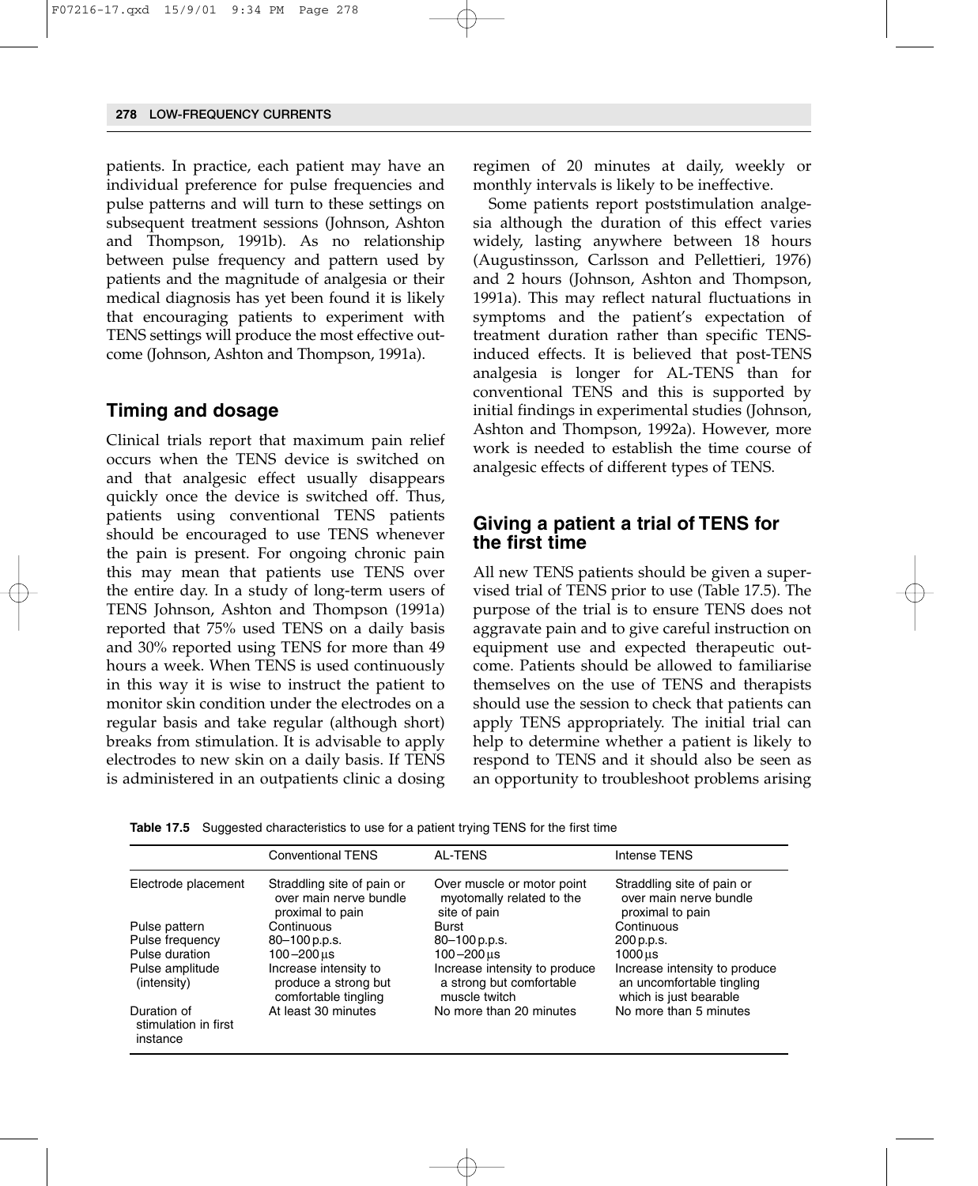patients. In practice, each patient may have an individual preference for pulse frequencies and pulse patterns and will turn to these settings on subsequent treatment sessions (Johnson, Ashton and Thompson, 1991b). As no relationship between pulse frequency and pattern used by patients and the magnitude of analgesia or their medical diagnosis has yet been found it is likely that encouraging patients to experiment with TENS settings will produce the most effective outcome (Johnson, Ashton and Thompson, 1991a).

## Timing and dosage

Clinical trials report that maximum pain relief occurs when the TENS device is switched on and that analgesic effect usually disappears quickly once the device is switched off. Thus, patients using conventional TENS patients should be encouraged to use TENS whenever the pain is present. For ongoing chronic pain this may mean that patients use TENS over the entire day. In a study of long-term users of TENS Johnson, Ashton and Thompson (1991a) reported that 75% used TENS on a daily basis and 30% reported using TENS for more than 49 hours a week. When TENS is used continuously in this way it is wise to instruct the patient to monitor skin condition under the electrodes on a regular basis and take regular (although short) breaks from stimulation. It is advisable to apply electrodes to new skin on a daily basis. If TENS is administered in an outpatients clinic a dosing regimen of 20 minutes at daily, weekly or monthly intervals is likely to be ineffective.

Some patients report poststimulation analgesia although the duration of this effect varies widely, lasting anywhere between 18 hours (Augustinsson, Carlsson and Pellettieri, 1976) and 2 hours (Johnson, Ashton and Thompson, 1991a). This may reflect natural fluctuations in symptoms and the patient's expectation of treatment duration rather than specific TENS-induced effects. It is believed that post-TENS analgesia is longer for AL-TENS than for conventional TENS and this is supported by initial findings in experimental studies (Johnson, Ashton and Thompson, 1992a). However, more work is needed to establish the time course of analgesic effects of different types of TENS.

## Giving a patient a trial of TENS for the first time

All new TENS patients should be given a supervised trial of TENS prior to use (Table 17.5). The purpose of the trial is to ensure TENS does not aggravate pain and to give careful instruction on equipment use and expected therapeutic outcome. Patients should be allowed to familiarise themselves on the use of TENS and therapists should use the session to check that patients can apply TENS appropriately. The initial trial can help to determine whether a patient is likely to respond to TENS and it should also be seen as an opportunity to troubleshoot problems arising

**Table 17.5** Suggested characteristics to use for a patient trying TENS for the first time

| | Conventional TENS | AL-TENS | Intense TENS |
|---|---|---|---|
| Electrode placement | Straddling site of pain or over main nerve bundle proximal to pain | Over muscle or motor point myotomally related to the site of pain | Straddling site of pain or over main nerve bundle proximal to pain |
| Pulse pattern | Continuous | Burst | Continuous |
| Pulse frequency | 80–100 p.p.s. | 80–100 p.p.s. | 200 p.p.s. |
| Pulse duration | 100–200 μs | 100–200 μs | 1000 μs |
| Pulse amplitude (intensity) | Increase intensity to produce a strong but comfortable tingling | Increase intensity to produce a strong but comfortable muscle twitch | Increase intensity to produce an uncomfortable tingling which is just bearable |
| Duration of stimulation in first instance | At least 30 minutes | No more than 20 minutes | No more than 5 minutes |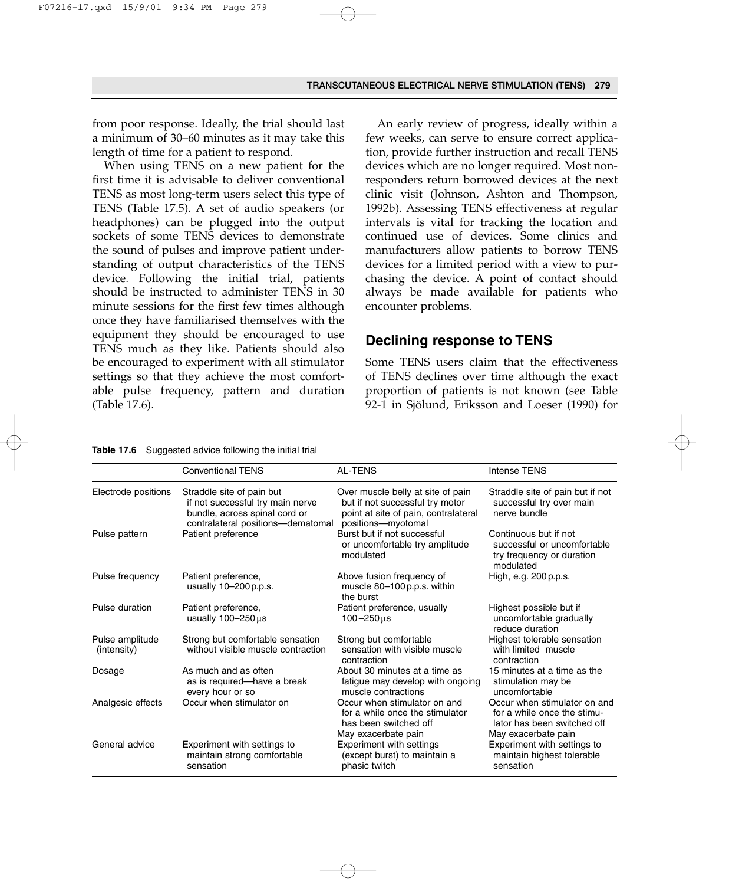from poor response. Ideally, the trial should last a minimum of 30–60 minutes as it may take this length of time for a patient to respond.

When using TENS on a new patient for the first time it is advisable to deliver conventional TENS as most long-term users select this type of TENS (Table 17.5). A set of audio speakers (or headphones) can be plugged into the output sockets of some TENS devices to demonstrate the sound of pulses and improve patient understanding of output characteristics of the TENS device. Following the initial trial, patients should be instructed to administer TENS in 30 minute sessions for the first few times although once they have familiarised themselves with the equipment they should be encouraged to use TENS much as they like. Patients should also be encouraged to experiment with all stimulator settings so that they achieve the most comfortable pulse frequency, pattern and duration (Table 17.6).

An early review of progress, ideally within a few weeks, can serve to ensure correct application, provide further instruction and recall TENS devices which are no longer required. Most non-responders return borrowed devices at the next clinic visit (Johnson, Ashton and Thompson, 1992b). Assessing TENS effectiveness at regular intervals is vital for tracking the location and continued use of devices. Some clinics and manufacturers allow patients to borrow TENS devices for a limited period with a view to purchasing the device. A point of contact should always be made available for patients who encounter problems.

## Declining response to TENS

Some TENS users claim that the effectiveness of TENS declines over time although the exact proportion of patients is not known (see Table 92-1 in Sjölund, Eriksson and Loeser (1990) for

**Table 17.6** Suggested advice following the initial trial

| | Conventional TENS | AL-TENS | Intense TENS |
|---|---|---|---|
| Electrode positions | Straddle site of pain but if not successful try main nerve bundle, across spinal cord or contralateral positions—dematomal | Over muscle belly at site of pain but if not successful try motor point at site of pain, contralateral positions—myotomal | Straddle site of pain but if not successful try over main nerve bundle |
| Pulse pattern | Patient preference | Burst but if not successful or uncomfortable try amplitude modulated | Continuous but if not successful or uncomfortable try frequency or duration modulated |
| Pulse frequency | Patient preference, usually 10–200 p.p.s. | Above fusion frequency of muscle 80–100 p.p.s. within the burst | High, e.g. 200 p.p.s. |
| Pulse duration | Patient preference, usually 100–250 μs | Patient preference, usually 100–250 μs | Highest possible but if uncomfortable gradually reduce duration |
| Pulse amplitude (intensity) | Strong but comfortable sensation without visible muscle contraction | Strong but comfortable sensation with visible muscle contraction | Highest tolerable sensation with limited muscle contraction |
| Dosage | As much and as often as is required—have a break every hour or so | About 30 minutes at a time as fatigue may develop with ongoing muscle contractions | 15 minutes at a time as the stimulation may be uncomfortable |
| Analgesic effects | Occur when stimulator on | Occur when stimulator on and for a while once the stimulator has been switched off<br>May exacerbate pain | Occur when stimulator on and for a while once the stimulator has been switched off<br>May exacerbate pain |
| General advice | Experiment with settings to maintain strong comfortable sensation | Experiment with settings (except burst) to maintain a phasic twitch | Experiment with settings to maintain highest tolerable sensation |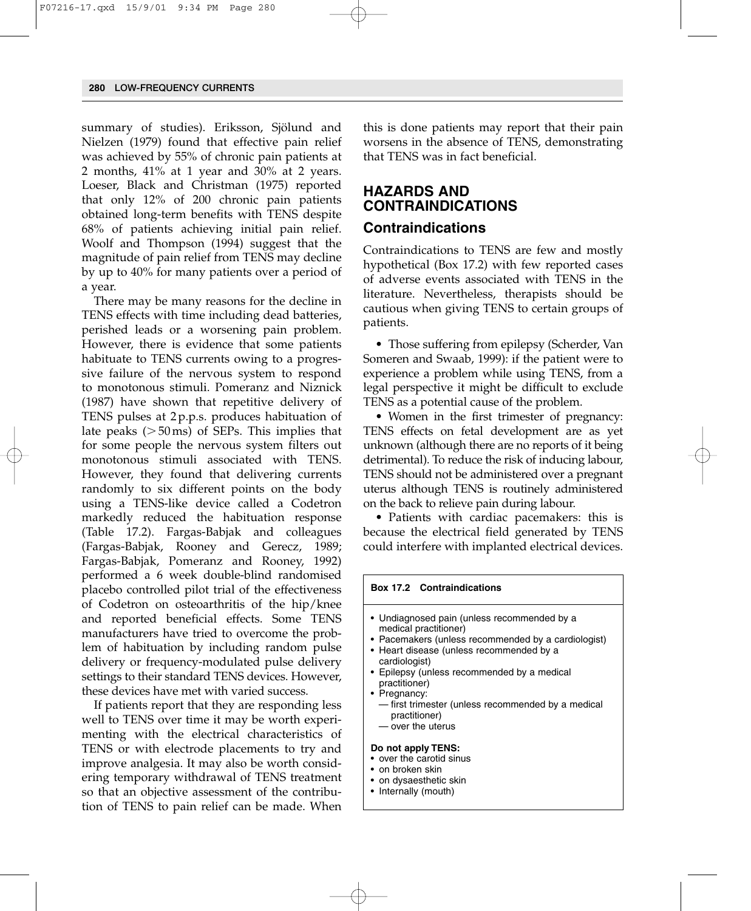summary of studies). Eriksson, Sjölund and Nielzen (1979) found that effective pain relief was achieved by 55% of chronic pain patients at 2 months, 41% at 1 year and 30% at 2 years. Loeser, Black and Christman (1975) reported that only 12% of 200 chronic pain patients obtained long-term benefits with TENS despite 68% of patients achieving initial pain relief. Woolf and Thompson (1994) suggest that the magnitude of pain relief from TENS may decline by up to 40% for many patients over a period of a year.

There may be many reasons for the decline in TENS effects with time including dead batteries, perished leads or a worsening pain problem. However, there is evidence that some patients habituate to TENS currents owing to a progressive failure of the nervous system to respond to monotonous stimuli. Pomeranz and Niznick (1987) have shown that repetitive delivery of TENS pulses at 2 p.p.s. produces habituation of late peaks (> 50 ms) of SEPs. This implies that for some people the nervous system filters out monotonous stimuli associated with TENS. However, they found that delivering currents randomly to six different points on the body using a TENS-like device called a Codetron markedly reduced the habituation response (Table 17.2). Fargas-Babjak and colleagues (Fargas-Babjak, Rooney and Gerecz, 1989; Fargas-Babjak, Pomeranz and Rooney, 1992) performed a 6 week double-blind randomised placebo controlled pilot trial of the effectiveness of Codetron on osteoarthritis of the hip/knee and reported beneficial effects. Some TENS manufacturers have tried to overcome the problem of habituation by including random pulse delivery or frequency-modulated pulse delivery settings to their standard TENS devices. However, these devices have met with varied success.

If patients report that they are responding less well to TENS over time it may be worth experimenting with the electrical characteristics of TENS or with electrode placements to try and improve analgesia. It may also be worth considering temporary withdrawal of TENS treatment so that an objective assessment of the contribution of TENS to pain relief can be made. When this is done patients may report that their pain worsens in the absence of TENS, demonstrating that TENS was in fact beneficial.

## HAZARDS AND CONTRAINDICATIONS

### Contraindications

Contraindications to TENS are few and mostly hypothetical (Box 17.2) with few reported cases of adverse events associated with TENS in the literature. Nevertheless, therapists should be cautious when giving TENS to certain groups of patients.

- Those suffering from epilepsy (Scherder, Van Someren and Swaab, 1999): if the patient were to experience a problem while using TENS, from a legal perspective it might be difficult to exclude TENS as a potential cause of the problem.
- Women in the first trimester of pregnancy: TENS effects on fetal development are as yet unknown (although there are no reports of it being detrimental). To reduce the risk of inducing labour, TENS should not be administered over a pregnant uterus although TENS is routinely administered on the back to relieve pain during labour.
- Patients with cardiac pacemakers: this is because the electrical field generated by TENS could interfere with implanted electrical devices.

**Box 17.2 Contraindications**

- Undiagnosed pain (unless recommended by a medical practitioner)
- Pacemakers (unless recommended by a cardiologist)
- Heart disease (unless recommended by a cardiologist)
- Epilepsy (unless recommended by a medical practitioner)
- Pregnancy:
  - first trimester (unless recommended by a medical practitioner)
  - over the uterus

**Do not apply TENS:**

- over the carotid sinus
- on broken skin
- on dysaesthetic skin
- Internally (mouth)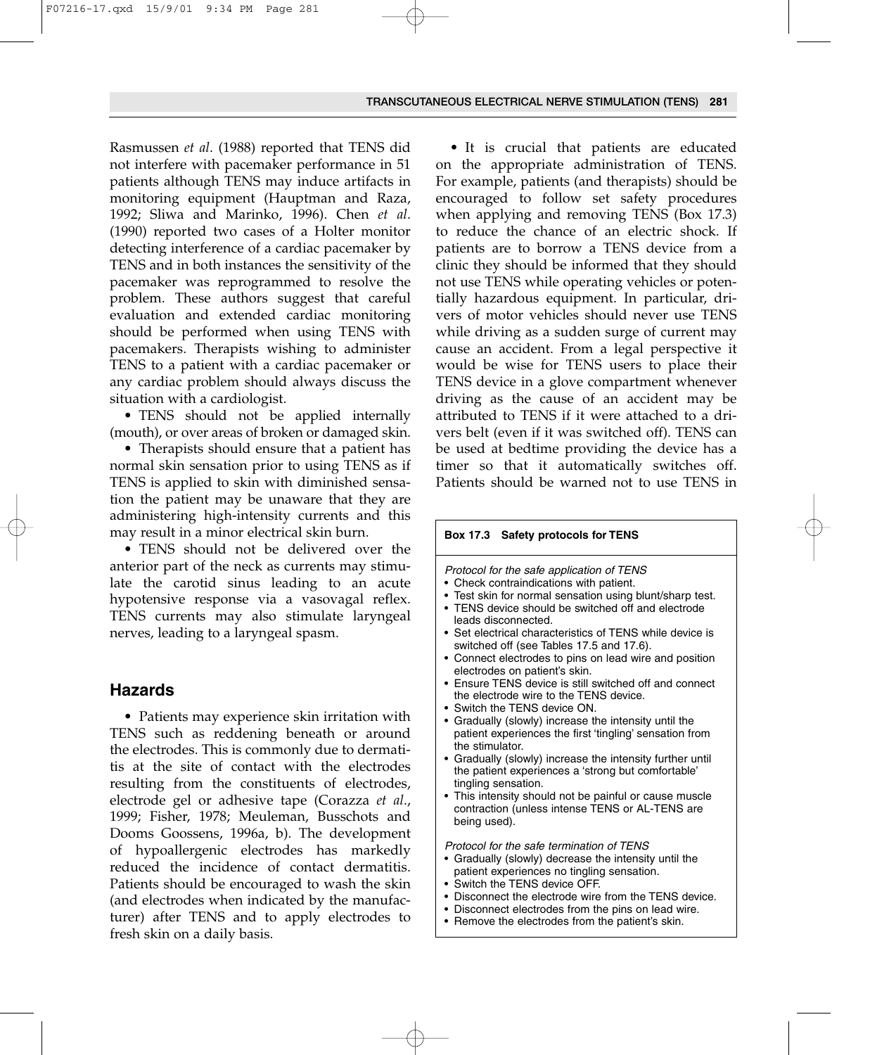Rasmussen *et al*. (1988) reported that TENS did not interfere with pacemaker performance in 51 patients although TENS may induce artifacts in monitoring equipment (Hauptman and Raza, 1992; Sliwa and Marinko, 1996). Chen *et al*. (1990) reported two cases of a Holter monitor detecting interference of a cardiac pacemaker by TENS and in both instances the sensitivity of the pacemaker was reprogrammed to resolve the problem. These authors suggest that careful evaluation and extended cardiac monitoring should be performed when using TENS with pacemakers. Therapists wishing to administer TENS to a patient with a cardiac pacemaker or any cardiac problem should always discuss the situation with a cardiologist.

- TENS should not be applied internally (mouth), or over areas of broken or damaged skin.
- Therapists should ensure that a patient has normal skin sensation prior to using TENS as if TENS is applied to skin with diminished sensation the patient may be unaware that they are administering high-intensity currents and this may result in a minor electrical skin burn.
- TENS should not be delivered over the anterior part of the neck as currents may stimulate the carotid sinus leading to an acute hypotensive response via a vasovagal reflex. TENS currents may also stimulate laryngeal nerves, leading to a laryngeal spasm.

## Hazards

- Patients may experience skin irritation with TENS such as reddening beneath or around the electrodes. This is commonly due to dermatitis at the site of contact with the electrodes resulting from the constituents of electrodes, electrode gel or adhesive tape (Corazza *et al*., 1999; Fisher, 1978; Meuleman, Busschots and Dooms Goossens, 1996a, b). The development of hypoallergenic electrodes has markedly reduced the incidence of contact dermatitis. Patients should be encouraged to wash the skin (and electrodes when indicated by the manufacturer) after TENS and to apply electrodes to fresh skin on a daily basis.

- It is crucial that patients are educated on the appropriate administration of TENS. For example, patients (and therapists) should be encouraged to follow set safety procedures when applying and removing TENS (Box 17.3) to reduce the chance of an electric shock. If patients are to borrow a TENS device from a clinic they should be informed that they should not use TENS while operating vehicles or potentially hazardous equipment. In particular, drivers of motor vehicles should never use TENS while driving as a sudden surge of current may cause an accident. From a legal perspective it would be wise for TENS users to place their TENS device in a glove compartment whenever driving as the cause of an accident may be attributed to TENS if it were attached to a drivers belt (even if it was switched off). TENS can be used at bedtime providing the device has a timer so that it automatically switches off. Patients should be warned not to use TENS in

**Box 17.3 Safety protocols for TENS**

*Protocol for the safe application of TENS*

- Check contraindications with patient.
- Test skin for normal sensation using blunt/sharp test.
- TENS device should be switched off and electrode leads disconnected.
- Set electrical characteristics of TENS while device is switched off (see Tables 17.5 and 17.6).
- Connect electrodes to pins on lead wire and position electrodes on patient's skin.
- Ensure TENS device is still switched off and connect the electrode wire to the TENS device.
- Switch the TENS device ON.
- Gradually (slowly) increase the intensity until the patient experiences the first 'tingling' sensation from the stimulator.
- Gradually (slowly) increase the intensity further until the patient experiences a 'strong but comfortable' tingling sensation.
- This intensity should not be painful or cause muscle contraction (unless intense TENS or AL-TENS are being used).

*Protocol for the safe termination of TENS*

- Gradually (slowly) decrease the intensity until the patient experiences no tingling sensation.
- Switch the TENS device OFF.
- Disconnect the electrode wire from the TENS device.
- Disconnect electrodes from the pins on lead wire.
- Remove the electrodes from the patient's skin.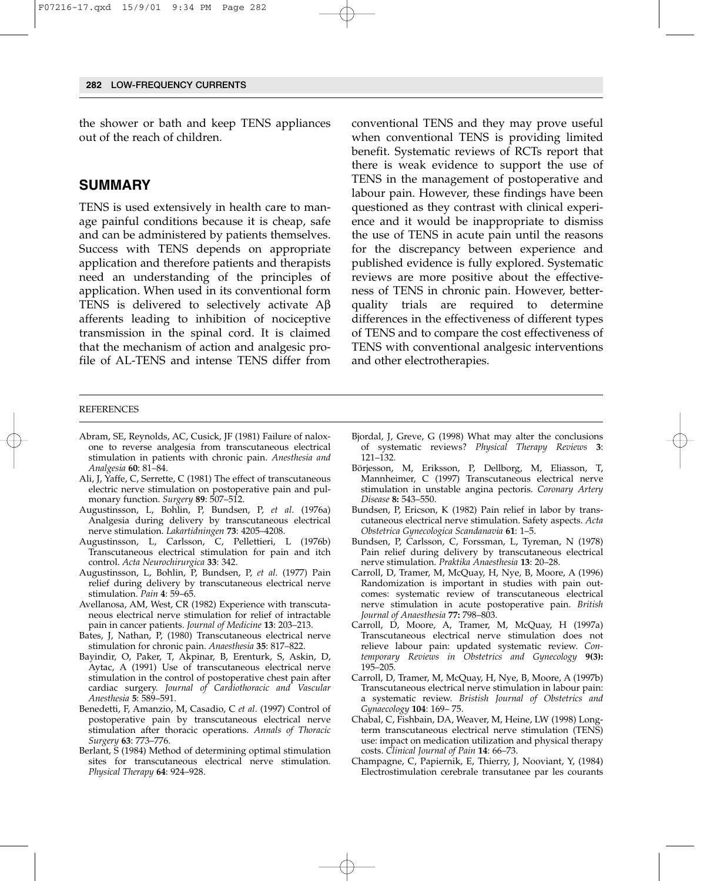the shower or bath and keep TENS appliances out of the reach of children.

## SUMMARY

TENS is used extensively in health care to manage painful conditions because it is cheap, safe and can be administered by patients themselves. Success with TENS depends on appropriate application and therefore patients and therapists need an understanding of the principles of application. When used in its conventional form TENS is delivered to selectively activate Aβ afferents leading to inhibition of nociceptive transmission in the spinal cord. It is claimed that the mechanism of action and analgesic profile of AL-TENS and intense TENS differ from conventional TENS and they may prove useful when conventional TENS is providing limited benefit. Systematic reviews of RCTs report that there is weak evidence to support the use of TENS in the management of postoperative and labour pain. However, these findings have been questioned as they contrast with clinical experience and it would be inappropriate to dismiss the use of TENS in acute pain until the reasons for the discrepancy between experience and published evidence is fully explored. Systematic reviews are more positive about the effectiveness of TENS in chronic pain. However, better-quality trials are required to determine differences in the effectiveness of different types of TENS and to compare the cost effectiveness of TENS with conventional analgesic interventions and other electrotherapies.

## REFERENCES

Abram, SE, Reynolds, AC, Cusick, JF (1981) Failure of naloxone to reverse analgesia from transcutaneous electrical stimulation in patients with chronic pain. *Anesthesia and Analgesia* **60**: 81–84.

Ali, J, Yaffe, C, Serrette, C (1981) The effect of transcutaneous electric nerve stimulation on postoperative pain and pulmonary function. *Surgery* **89**: 507–512.

Augustinsson, L, Bohlin, P, Bundsen, P, *et al*. (1976a) Analgesia during delivery by transcutaneous electrical nerve stimulation. *Lakartidningen* **73**: 4205–4208.

Augustinsson, L, Carlsson, C, Pellettieri, L (1976b) Transcutaneous electrical stimulation for pain and itch control. *Acta Neurochirurgica* **33**: 342.

Augustinsson, L, Bohlin, P, Bundsen, P, *et al.* (1977) Pain relief during delivery by transcutaneous electrical nerve stimulation. *Pain* **4**: 59–65.

Avellanosa, AM, West, CR (1982) Experience with transcutaneous electrical nerve stimulation for relief of intractable pain in cancer patients. *Journal of Medicine* **13**: 203–213.

Bates, J, Nathan, P, (1980) Transcutaneous electrical nerve stimulation for chronic pain. *Anaesthesia* **35**: 817–822.

Bayindir, O, Paker, T, Akpinar, B, Erenturk, S, Askin, D, Aytac, A (1991) Use of transcutaneous electrical nerve stimulation in the control of postoperative chest pain after cardiac surgery. *Journal of Cardiothoracic and Vascular Anesthesia* **5**: 589–591.

Benedetti, F, Amanzio, M, Casadio, C *et al*. (1997) Control of postoperative pain by transcutaneous electrical nerve stimulation after thoracic operations. *Annals of Thoracic Surgery* **63**: 773–776.

Berlant, S (1984) Method of determining optimal stimulation sites for transcutaneous electrical nerve stimulation. *Physical Therapy* **64**: 924–928.

Bjordal, J, Greve, G (1998) What may alter the conclusions of systematic reviews? *Physical Therapy Reviews* **3**: 121–132.

Börjesson, M, Eriksson, P, Dellborg, M, Eliasson, T, Mannheimer, C (1997) Transcutaneous electrical nerve stimulation in unstable angina pectoris. *Coronary Artery Disease* **8:** 543–550.

Bundsen, P, Ericson, K (1982) Pain relief in labor by transcutaneous electrical nerve stimulation. Safety aspects. *Acta Obstetrica Gynecologica Scandanavia* **61**: 1–5.

Bundsen, P, Carlsson, C, Forssman, L, Tyreman, N (1978) Pain relief during delivery by transcutaneous electrical nerve stimulation. *Praktika Anaesthesia* **13**: 20–28.

Carroll, D, Tramer, M, McQuay, H, Nye, B, Moore, A (1996) Randomization is important in studies with pain outcomes: systematic review of transcutaneous electrical nerve stimulation in acute postoperative pain. *British Journal of Anaesthesia* **77:** 798–803.

Carroll, D, Moore, A, Tramer, M, McQuay, H (1997a) Transcutaneous electrical nerve stimulation does not relieve labour pain: updated systematic review. *Contemporary Reviews in Obstetrics and Gynecology* **9(3):** 195–205.

Carroll, D, Tramer, M, McQuay, H, Nye, B, Moore, A (1997b) Transcutaneous electrical nerve stimulation in labour pain: a systematic review. *Bristish Journal of Obstetrics and Gynaecology* **104**: 169– 75.

Chabal, C, Fishbain, DA, Weaver, M, Heine, LW (1998) Long-term transcutaneous electrical nerve stimulation (TENS) use: impact on medication utilization and physical therapy costs. *Clinical Journal of Pain* **14**: 66–73.

Champagne, C, Papiernik, E, Thierry, J, Nooviant, Y, (1984) Electrostimulation cerebrale transutanee par les courants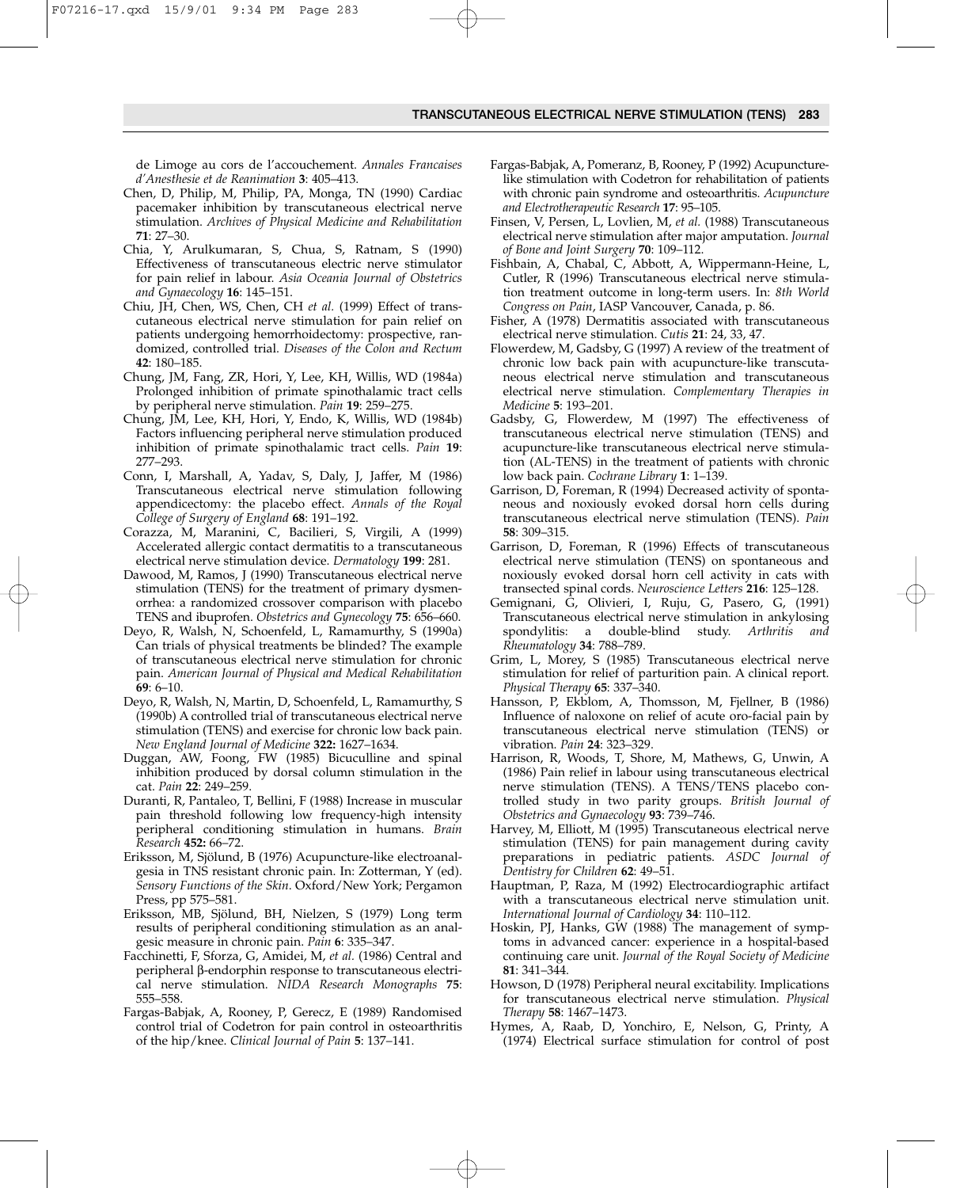de Limoge au cors de l'accouchement. *Annales Francaises d'Anesthesie et de Reanimation* **3**: 405–413.

Chen, D, Philip, M, Philip, PA, Monga, TN (1990) Cardiac pacemaker inhibition by transcutaneous electrical nerve stimulation. *Archives of Physical Medicine and Rehabilitation* **71**: 27–30.

Chia, Y, Arulkumaran, S, Chua, S, Ratnam, S (1990) Effectiveness of transcutaneous electric nerve stimulator for pain relief in labour. *Asia Oceania Journal of Obstetrics and Gynaecology* **16**: 145–151.

Chiu, JH, Chen, WS, Chen, CH *et al.* (1999) Effect of transcutaneous electrical nerve stimulation for pain relief on patients undergoing hemorrhoidectomy: prospective, randomized, controlled trial. *Diseases of the Colon and Rectum* **42**: 180–185.

Chung, JM, Fang, ZR, Hori, Y, Lee, KH, Willis, WD (1984a) Prolonged inhibition of primate spinothalamic tract cells by peripheral nerve stimulation. *Pain* **19**: 259–275.

Chung, JM, Lee, KH, Hori, Y, Endo, K, Willis, WD (1984b) Factors influencing peripheral nerve stimulation produced inhibition of primate spinothalamic tract cells. *Pain* **19**: 277–293.

Conn, I, Marshall, A, Yadav, S, Daly, J, Jaffer, M (1986) Transcutaneous electrical nerve stimulation following appendicectomy: the placebo effect. *Annals of the Royal College of Surgery of England* **68**: 191–192.

Corazza, M, Maranini, C, Bacilieri, S, Virgili, A (1999) Accelerated allergic contact dermatitis to a transcutaneous electrical nerve stimulation device. *Dermatology* **199**: 281.

Dawood, M, Ramos, J (1990) Transcutaneous electrical nerve stimulation (TENS) for the treatment of primary dysmenorrhea: a randomized crossover comparison with placebo TENS and ibuprofen. *Obstetrics and Gynecology* **75**: 656–660.

Deyo, R, Walsh, N, Schoenfeld, L, Ramamurthy, S (1990a) Can trials of physical treatments be blinded? The example of transcutaneous electrical nerve stimulation for chronic pain. *American Journal of Physical and Medical Rehabilitation* **69**: 6–10.

Deyo, R, Walsh, N, Martin, D, Schoenfeld, L, Ramamurthy, S (1990b) A controlled trial of transcutaneous electrical nerve stimulation (TENS) and exercise for chronic low back pain. *New England Journal of Medicine* **322:** 1627–1634.

Duggan, AW, Foong, FW (1985) Bicuculline and spinal inhibition produced by dorsal column stimulation in the cat. *Pain* **22**: 249–259.

Duranti, R, Pantaleo, T, Bellini, F (1988) Increase in muscular pain threshold following low frequency-high intensity peripheral conditioning stimulation in humans. *Brain Research* **452:** 66–72.

Eriksson, M, Sjölund, B (1976) Acupuncture-like electroanalgesia in TNS resistant chronic pain. In: Zotterman, Y (ed). *Sensory Functions of the Skin*. Oxford/New York; Pergamon Press, pp 575–581.

Eriksson, MB, Sjölund, BH, Nielzen, S (1979) Long term results of peripheral conditioning stimulation as an analgesic measure in chronic pain. *Pain* **6**: 335–347.

Facchinetti, F, Sforza, G, Amidei, M, *et al.* (1986) Central and peripheral β-endorphin response to transcutaneous electrical nerve stimulation. *NIDA Research Monographs* **75**: 555–558.

Fargas-Babjak, A, Rooney, P, Gerecz, E (1989) Randomised control trial of Codetron for pain control in osteoarthritis of the hip/knee. *Clinical Journal of Pain* **5**: 137–141.

Fargas-Babjak, A, Pomeranz, B, Rooney, P (1992) Acupuncture-like stimulation with Codetron for rehabilitation of patients with chronic pain syndrome and osteoarthritis. *Acupuncture and Electrotherapeutic Research* **17**: 95–105.

Finsen, V, Persen, L, Lovlien, M, *et al.* (1988) Transcutaneous electrical nerve stimulation after major amputation. *Journal of Bone and Joint Surgery* **70**: 109–112.

Fishbain, A, Chabal, C, Abbott, A, Wippermann-Heine, L, Cutler, R (1996) Transcutaneous electrical nerve stimulation treatment outcome in long-term users. In: *8th World Congress on Pain*, IASP Vancouver, Canada, p. 86.

Fisher, A (1978) Dermatitis associated with transcutaneous electrical nerve stimulation. *Cutis* **21**: 24, 33, 47.

Flowerdew, M, Gadsby, G (1997) A review of the treatment of chronic low back pain with acupuncture-like transcutaneous electrical nerve stimulation and transcutaneous electrical nerve stimulation. *Complementary Therapies in Medicine* **5**: 193–201.

Gadsby, G, Flowerdew, M (1997) The effectiveness of transcutaneous electrical nerve stimulation (TENS) and acupuncture-like transcutaneous electrical nerve stimulation (AL-TENS) in the treatment of patients with chronic low back pain. *Cochrane Library* **1**: 1–139.

Garrison, D, Foreman, R (1994) Decreased activity of spontaneous and noxiously evoked dorsal horn cells during transcutaneous electrical nerve stimulation (TENS). *Pain* **58**: 309–315.

Garrison, D, Foreman, R (1996) Effects of transcutaneous electrical nerve stimulation (TENS) on spontaneous and noxiously evoked dorsal horn cell activity in cats with transected spinal cords. *Neuroscience Letters* **216**: 125–128.

Gemignani, G, Olivieri, I, Ruju, G, Pasero, G, (1991) Transcutaneous electrical nerve stimulation in ankylosing spondylitis: a double-blind study. *Arthritis and Rheumatology* **34**: 788–789.

Grim, L, Morey, S (1985) Transcutaneous electrical nerve stimulation for relief of parturition pain. A clinical report. *Physical Therapy* **65**: 337–340.

Hansson, P, Ekblom, A, Thomsson, M, Fjellner, B (1986) Influence of naloxone on relief of acute oro-facial pain by transcutaneous electrical nerve stimulation (TENS) or vibration. *Pain* **24**: 323–329.

Harrison, R, Woods, T, Shore, M, Mathews, G, Unwin, A (1986) Pain relief in labour using transcutaneous electrical nerve stimulation (TENS). A TENS/TENS placebo controlled study in two parity groups. *British Journal of Obstetrics and Gynaecology* **93**: 739–746.

Harvey, M, Elliott, M (1995) Transcutaneous electrical nerve stimulation (TENS) for pain management during cavity preparations in pediatric patients. *ASDC Journal of Dentistry for Children* **62**: 49–51.

Hauptman, P, Raza, M (1992) Electrocardiographic artifact with a transcutaneous electrical nerve stimulation unit. *International Journal of Cardiology* **34**: 110–112.

Hoskin, PJ, Hanks, GW (1988) The management of symptoms in advanced cancer: experience in a hospital-based continuing care unit. *Journal of the Royal Society of Medicine* **81**: 341–344.

Howson, D (1978) Peripheral neural excitability. Implications for transcutaneous electrical nerve stimulation. *Physical Therapy* **58**: 1467–1473.

Hymes, A, Raab, D, Yonchiro, E, Nelson, G, Printy, A (1974) Electrical surface stimulation for control of post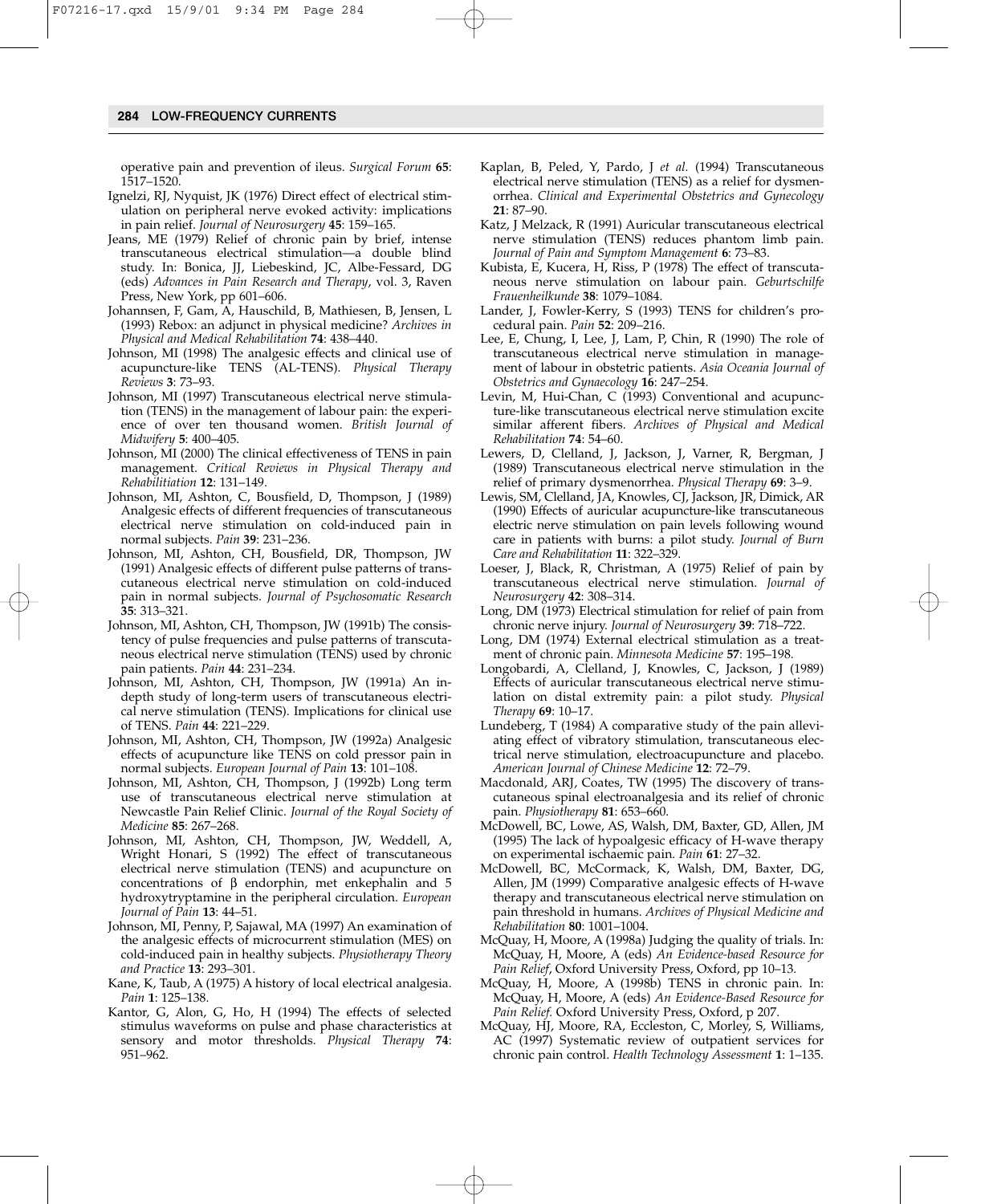operative pain and prevention of ileus. *Surgical Forum* **65**: 1517–1520.

Ignelzi, RJ, Nyquist, JK (1976) Direct effect of electrical stimulation on peripheral nerve evoked activity: implications in pain relief. *Journal of Neurosurgery* **45**: 159–165.

Jeans, ME (1979) Relief of chronic pain by brief, intense transcutaneous electrical stimulation—a double blind study. In: Bonica, JJ, Liebeskind, JC, Albe-Fessard, DG (eds) *Advances in Pain Research and Therapy*, vol. 3, Raven Press, New York, pp 601–606.

Johannsen, F, Gam, A, Hauschild, B, Mathiesen, B, Jensen, L (1993) Rebox: an adjunct in physical medicine? *Archives in Physical and Medical Rehabilitation* **74**: 438–440.

Johnson, MI (1998) The analgesic effects and clinical use of acupuncture-like TENS (AL-TENS). *Physical Therapy Reviews* **3**: 73–93.

Johnson, MI (1997) Transcutaneous electrical nerve stimulation (TENS) in the management of labour pain: the experience of over ten thousand women. *British Journal of Midwifery* **5**: 400–405.

Johnson, MI (2000) The clinical effectiveness of TENS in pain management. *Critical Reviews in Physical Therapy and Rehabilitiation* **12**: 131–149.

Johnson, MI, Ashton, C, Bousfield, D, Thompson, J (1989) Analgesic effects of different frequencies of transcutaneous electrical nerve stimulation on cold-induced pain in normal subjects. *Pain* **39**: 231–236.

Johnson, MI, Ashton, CH, Bousfield, DR, Thompson, JW (1991) Analgesic effects of different pulse patterns of transcutaneous electrical nerve stimulation on cold-induced pain in normal subjects. *Journal of Psychosomatic Research* **35**: 313–321.

Johnson, MI, Ashton, CH, Thompson, JW (1991b) The consistency of pulse frequencies and pulse patterns of transcutaneous electrical nerve stimulation (TENS) used by chronic pain patients. *Pain* **44**: 231–234.

Johnson, MI, Ashton, CH, Thompson, JW (1991a) An in-depth study of long-term users of transcutaneous electrical nerve stimulation (TENS). Implications for clinical use of TENS. *Pain* **44**: 221–229.

Johnson, MI, Ashton, CH, Thompson, JW (1992a) Analgesic effects of acupuncture like TENS on cold pressor pain in normal subjects. *European Journal of Pain* **13**: 101–108.

Johnson, MI, Ashton, CH, Thompson, J (1992b) Long term use of transcutaneous electrical nerve stimulation at Newcastle Pain Relief Clinic. *Journal of the Royal Society of Medicine* **85**: 267–268.

Johnson, MI, Ashton, CH, Thompson, JW, Weddell, A, Wright Honari, S (1992) The effect of transcutaneous electrical nerve stimulation (TENS) and acupuncture on concentrations of β endorphin, met enkephalin and 5 hydroxytryptamine in the peripheral circulation. *European Journal of Pain* **13**: 44–51.

Johnson, MI, Penny, P, Sajawal, MA (1997) An examination of the analgesic effects of microcurrent stimulation (MES) on cold-induced pain in healthy subjects. *Physiotherapy Theory and Practice* **13**: 293–301.

Kane, K, Taub, A (1975) A history of local electrical analgesia. *Pain* **1**: 125–138.

Kantor, G, Alon, G, Ho, H (1994) The effects of selected stimulus waveforms on pulse and phase characteristics at sensory and motor thresholds. *Physical Therapy* **74**: 951–962.

Kaplan, B, Peled, Y, Pardo, J *et al.* (1994) Transcutaneous electrical nerve stimulation (TENS) as a relief for dysmenorrhea. *Clinical and Experimental Obstetrics and Gynecology* **21**: 87–90.

Katz, J Melzack, R (1991) Auricular transcutaneous electrical nerve stimulation (TENS) reduces phantom limb pain. *Journal of Pain and Symptom Management* **6**: 73–83.

Kubista, E, Kucera, H, Riss, P (1978) The effect of transcutaneous nerve stimulation on labour pain. *Geburtschilfe Frauenheilkunde* **38**: 1079–1084.

Lander, J, Fowler-Kerry, S (1993) TENS for children's procedural pain. *Pain* **52**: 209–216.

Lee, E, Chung, I, Lee, J, Lam, P, Chin, R (1990) The role of transcutaneous electrical nerve stimulation in management of labour in obstetric patients. *Asia Oceania Journal of Obstetrics and Gynaecology* **16**: 247–254.

Levin, M, Hui-Chan, C (1993) Conventional and acupuncture-like transcutaneous electrical nerve stimulation excite similar afferent fibers. *Archives of Physical and Medical Rehabilitation* **74**: 54–60.

Lewers, D, Clelland, J, Jackson, J, Varner, R, Bergman, J (1989) Transcutaneous electrical nerve stimulation in the relief of primary dysmenorrhea. *Physical Therapy* **69**: 3–9.

Lewis, SM, Clelland, JA, Knowles, CJ, Jackson, JR, Dimick, AR (1990) Effects of auricular acupuncture-like transcutaneous electric nerve stimulation on pain levels following wound care in patients with burns: a pilot study. *Journal of Burn Care and Rehabilitation* **11**: 322–329.

Loeser, J, Black, R, Christman, A (1975) Relief of pain by transcutaneous electrical nerve stimulation. *Journal of Neurosurgery* **42**: 308–314.

Long, DM (1973) Electrical stimulation for relief of pain from chronic nerve injury. *Journal of Neurosurgery* **39**: 718–722.

Long, DM (1974) External electrical stimulation as a treatment of chronic pain. *Minnesota Medicine* **57**: 195–198.

Longobardi, A, Clelland, J, Knowles, C, Jackson, J (1989) Effects of auricular transcutaneous electrical nerve stimulation on distal extremity pain: a pilot study. *Physical Therapy* **69**: 10–17.

Lundeberg, T (1984) A comparative study of the pain alleviating effect of vibratory stimulation, transcutaneous electrical nerve stimulation, electroacupuncture and placebo. *American Journal of Chinese Medicine* **12**: 72–79.

Macdonald, ARJ, Coates, TW (1995) The discovery of transcutaneous spinal electroanalgesia and its relief of chronic pain. *Physiotherapy* **81**: 653–660.

McDowell, BC, Lowe, AS, Walsh, DM, Baxter, GD, Allen, JM (1995) The lack of hypoalgesic efficacy of H-wave therapy on experimental ischaemic pain. *Pain* **61**: 27–32.

McDowell, BC, McCormack, K, Walsh, DM, Baxter, DG, Allen, JM (1999) Comparative analgesic effects of H-wave therapy and transcutaneous electrical nerve stimulation on pain threshold in humans. *Archives of Physical Medicine and Rehabilitation* **80**: 1001–1004.

McQuay, H, Moore, A (1998a) Judging the quality of trials. In: McQuay, H, Moore, A (eds) *An Evidence-based Resource for Pain Relief*, Oxford University Press, Oxford, pp 10–13.

McQuay, H, Moore, A (1998b) TENS in chronic pain. In: McQuay, H, Moore, A (eds) *An Evidence-Based Resource for Pain Relief*. Oxford University Press, Oxford, p 207.

McQuay, HJ, Moore, RA, Eccleston, C, Morley, S, Williams, AC (1997) Systematic review of outpatient services for chronic pain control. *Health Technology Assessment* **1**: 1–135.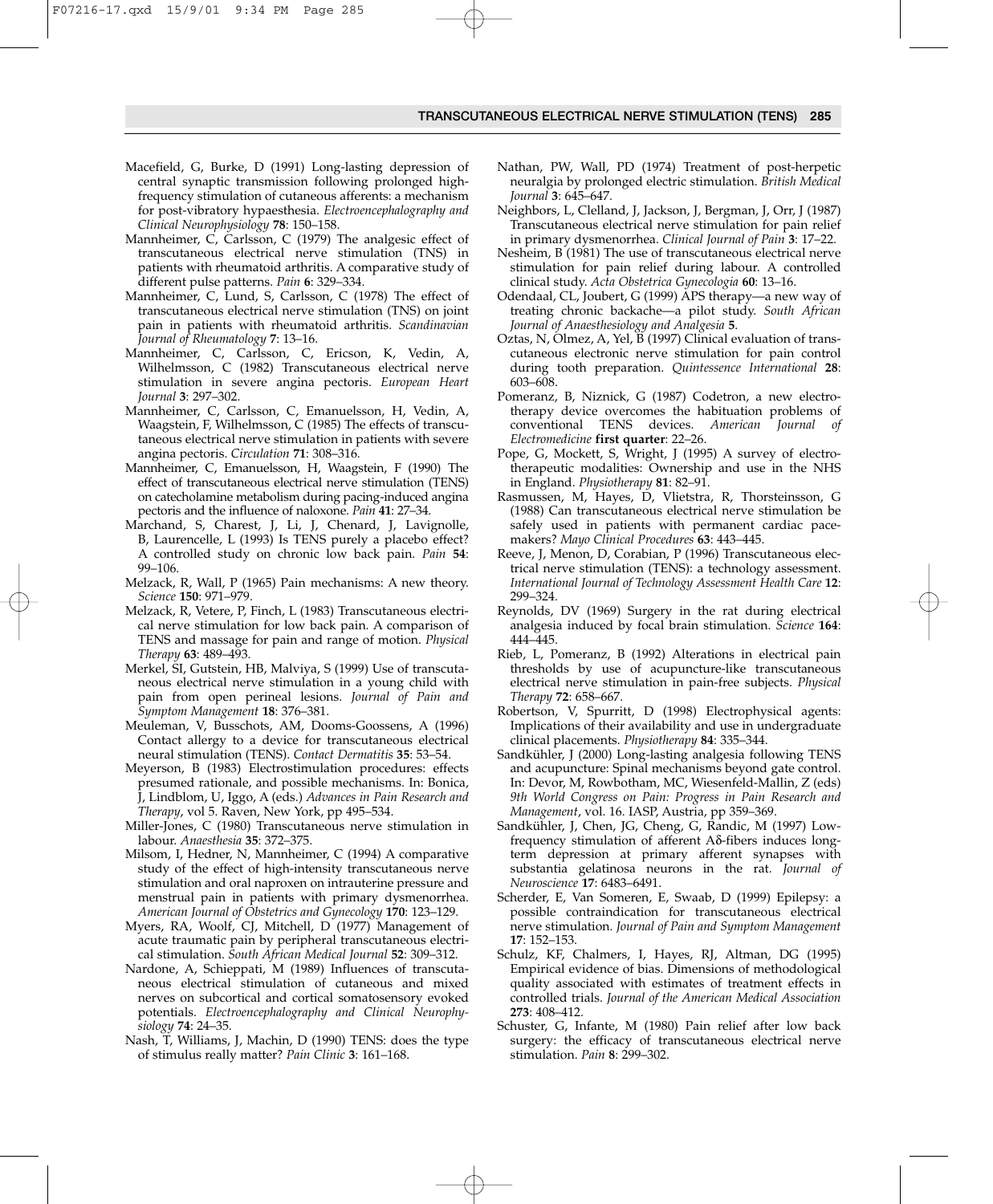Macefield, G, Burke, D (1991) Long-lasting depression of central synaptic transmission following prolonged high-frequency stimulation of cutaneous afferents: a mechanism for post-vibratory hypaesthesia. *Electroencephalography and Clinical Neurophysiology* **78**: 150–158.

Mannheimer, C, Carlsson, C (1979) The analgesic effect of transcutaneous electrical nerve stimulation (TNS) in patients with rheumatoid arthritis. A comparative study of different pulse patterns. *Pain* **6**: 329–334.

Mannheimer, C, Lund, S, Carlsson, C (1978) The effect of transcutaneous electrical nerve stimulation (TNS) on joint pain in patients with rheumatoid arthritis. *Scandinavian Journal of Rheumatology* **7**: 13–16.

Mannheimer, C, Carlsson, C, Ericson, K, Vedin, A, Wilhelmsson, C (1982) Transcutaneous electrical nerve stimulation in severe angina pectoris. *European Heart Journal* **3**: 297–302.

Mannheimer, C, Carlsson, C, Emanuelsson, H, Vedin, A, Waagstein, F, Wilhelmsson, C (1985) The effects of transcutaneous electrical nerve stimulation in patients with severe angina pectoris. *Circulation* **71**: 308–316.

Mannheimer, C, Emanuelsson, H, Waagstein, F (1990) The effect of transcutaneous electrical nerve stimulation (TENS) on catecholamine metabolism during pacing-induced angina pectoris and the influence of naloxone. *Pain* **41**: 27–34.

Marchand, S, Charest, J, Li, J, Chenard, J, Lavignolle, B, Laurencelle, L (1993) Is TENS purely a placebo effect? A controlled study on chronic low back pain. *Pain* **54**: 99–106.

Melzack, R, Wall, P (1965) Pain mechanisms: A new theory. *Science* **150**: 971–979.

Melzack, R, Vetere, P, Finch, L (1983) Transcutaneous electrical nerve stimulation for low back pain. A comparison of TENS and massage for pain and range of motion. *Physical Therapy* **63**: 489–493.

Merkel, SI, Gutstein, HB, Malviya, S (1999) Use of transcutaneous electrical nerve stimulation in a young child with pain from open perineal lesions. *Journal of Pain and Symptom Management* **18**: 376–381.

Meuleman, V, Busschots, AM, Dooms-Goossens, A (1996) Contact allergy to a device for transcutaneous electrical neural stimulation (TENS). *Contact Dermatitis* **35**: 53–54.

Meyerson, B (1983) Electrostimulation procedures: effects presumed rationale, and possible mechanisms. In: Bonica, J, Lindblom, U, Iggo, A (eds.) *Advances in Pain Research and Therapy*, vol 5. Raven, New York, pp 495–534.

Miller-Jones, C (1980) Transcutaneous nerve stimulation in labour. *Anaesthesia* **35**: 372–375.

Milsom, I, Hedner, N, Mannheimer, C (1994) A comparative study of the effect of high-intensity transcutaneous nerve stimulation and oral naproxen on intrauterine pressure and menstrual pain in patients with primary dysmenorrhea. *American Journal of Obstetrics and Gynecology* **170**: 123–129.

Myers, RA, Woolf, CJ, Mitchell, D (1977) Management of acute traumatic pain by peripheral transcutaneous electrical stimulation. *South African Medical Journal* **52**: 309–312.

Nardone, A, Schieppati, M (1989) Influences of transcutaneous electrical stimulation of cutaneous and mixed nerves on subcortical and cortical somatosensory evoked potentials. *Electroencephalography and Clinical Neurophysiology* **74**: 24–35.

Nash, T, Williams, J, Machin, D (1990) TENS: does the type of stimulus really matter? *Pain Clinic* **3**: 161–168.

Nathan, PW, Wall, PD (1974) Treatment of post-herpetic neuralgia by prolonged electric stimulation. *British Medical Journal* **3**: 645–647.

Neighbors, L, Clelland, J, Jackson, J, Bergman, J, Orr, J (1987) Transcutaneous electrical nerve stimulation for pain relief in primary dysmenorrhea. *Clinical Journal of Pain* **3**: 17–22.

Nesheim, B (1981) The use of transcutaneous electrical nerve stimulation for pain relief during labour. A controlled clinical study. *Acta Obstetrica Gynecologia* **60**: 13–16.

Odendaal, CL, Joubert, G (1999) APS therapy—a new way of treating chronic backache—a pilot study. *South African Journal of Anaesthesiology and Analgesia* **5**.

Oztas, N, Olmez, A, Yel, B (1997) Clinical evaluation of transcutaneous electronic nerve stimulation for pain control during tooth preparation. *Quintessence International* **28**: 603–608.

Pomeranz, B, Niznick, G (1987) Codetron, a new electrotherapy device overcomes the habituation problems of conventional TENS devices. *American Journal of Electromedicine* **first quarter**: 22–26.

Pope, G, Mockett, S, Wright, J (1995) A survey of electrotherapeutic modalities: Ownership and use in the NHS in England. *Physiotherapy* **81**: 82–91.

Rasmussen, M, Hayes, D, Vlietstra, R, Thorsteinsson, G (1988) Can transcutaneous electrical nerve stimulation be safely used in patients with permanent cardiac pacemakers? *Mayo Clinical Procedures* **63**: 443–445.

Reeve, J, Menon, D, Corabian, P (1996) Transcutaneous electrical nerve stimulation (TENS): a technology assessment. *International Journal of Technology Assessment Health Care* **12**: 299–324.

Reynolds, DV (1969) Surgery in the rat during electrical analgesia induced by focal brain stimulation. *Science* **164**: 444–445.

Rieb, L, Pomeranz, B (1992) Alterations in electrical pain thresholds by use of acupuncture-like transcutaneous electrical nerve stimulation in pain-free subjects. *Physical Therapy* **72**: 658–667.

Robertson, V, Spurritt, D (1998) Electrophysical agents: Implications of their availability and use in undergraduate clinical placements. *Physiotherapy* **84**: 335–344.

Sandkühler, J (2000) Long-lasting analgesia following TENS and acupuncture: Spinal mechanisms beyond gate control. In: Devor, M, Rowbotham, MC, Wiesenfeld-Mallin, Z (eds) *9th World Congress on Pain: Progress in Pain Research and Management*, vol. 16. IASP, Austria, pp 359–369.

Sandkühler, J, Chen, JG, Cheng, G, Randic, M (1997) Low-frequency stimulation of afferent Aδ-fibers induces long-term depression at primary afferent synapses with substantia gelatinosa neurons in the rat. *Journal of Neuroscience* **17**: 6483–6491.

Scherder, E, Van Someren, E, Swaab, D (1999) Epilepsy: a possible contraindication for transcutaneous electrical nerve stimulation. *Journal of Pain and Symptom Management* **17**: 152–153.

Schulz, KF, Chalmers, I, Hayes, RJ, Altman, DG (1995) Empirical evidence of bias. Dimensions of methodological quality associated with estimates of treatment effects in controlled trials. *Journal of the American Medical Association* **273**: 408–412.

Schuster, G, Infante, M (1980) Pain relief after low back surgery: the efficacy of transcutaneous electrical nerve stimulation. *Pain* **8**: 299–302.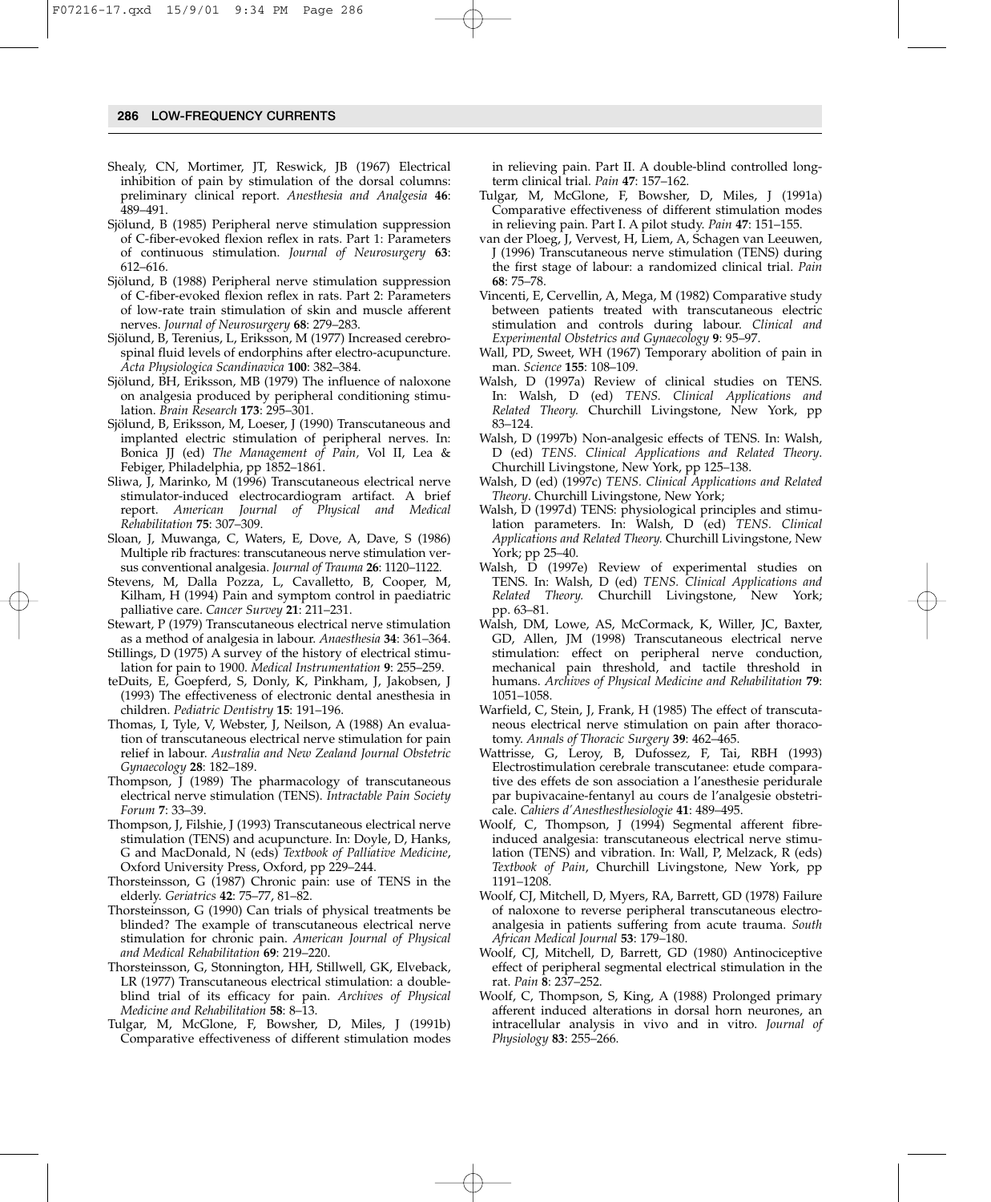Shealy, CN, Mortimer, JT, Reswick, JB (1967) Electrical inhibition of pain by stimulation of the dorsal columns: preliminary clinical report. *Anesthesia and Analgesia* **46**: 489–491.

Sjölund, B (1985) Peripheral nerve stimulation suppression of C-fiber-evoked flexion reflex in rats. Part 1: Parameters of continuous stimulation. *Journal of Neurosurgery* **63**: 612–616.

Sjölund, B (1988) Peripheral nerve stimulation suppression of C-fiber-evoked flexion reflex in rats. Part 2: Parameters of low-rate train stimulation of skin and muscle afferent nerves. *Journal of Neurosurgery* **68**: 279–283.

Sjölund, B, Terenius, L, Eriksson, M (1977) Increased cerebrospinal fluid levels of endorphins after electro-acupuncture. *Acta Physiologica Scandinavica* **100**: 382–384.

Sjölund, BH, Eriksson, MB (1979) The influence of naloxone on analgesia produced by peripheral conditioning stimulation. *Brain Research* **173**: 295–301.

Sjölund, B, Eriksson, M, Loeser, J (1990) Transcutaneous and implanted electric stimulation of peripheral nerves. In: Bonica JJ (ed) *The Management of Pain*, Vol II, Lea & Febiger, Philadelphia, pp 1852–1861.

Sliwa, J, Marinko, M (1996) Transcutaneous electrical nerve stimulator-induced electrocardiogram artifact. A brief report. *American Journal of Physical and Medical Rehabilitation* **75**: 307–309.

Sloan, J, Muwanga, C, Waters, E, Dove, A, Dave, S (1986) Multiple rib fractures: transcutaneous nerve stimulation versus conventional analgesia. *Journal of Trauma* **26**: 1120–1122.

Stevens, M, Dalla Pozza, L, Cavalletto, B, Cooper, M, Kilham, H (1994) Pain and symptom control in paediatric palliative care. *Cancer Survey* **21**: 211–231.

Stewart, P (1979) Transcutaneous electrical nerve stimulation as a method of analgesia in labour. *Anaesthesia* **34**: 361–364.

Stillings, D (1975) A survey of the history of electrical stimulation for pain to 1900. *Medical Instrumentation* **9**: 255–259.

teDuits, E, Goepferd, S, Donly, K, Pinkham, J, Jakobsen, J (1993) The effectiveness of electronic dental anesthesia in children. *Pediatric Dentistry* **15**: 191–196.

Thomas, I, Tyle, V, Webster, J, Neilson, A (1988) An evaluation of transcutaneous electrical nerve stimulation for pain relief in labour. *Australia and New Zealand Journal Obstetric Gynaecology* **28**: 182–189.

Thompson, J (1989) The pharmacology of transcutaneous electrical nerve stimulation (TENS). *Intractable Pain Society Forum* **7**: 33–39.

Thompson, J, Filshie, J (1993) Transcutaneous electrical nerve stimulation (TENS) and acupuncture. In: Doyle, D, Hanks, G and MacDonald, N (eds) *Textbook of Palliative Medicine*, Oxford University Press, Oxford, pp 229–244.

Thorsteinsson, G (1987) Chronic pain: use of TENS in the elderly. *Geriatrics* **42**: 75–77, 81–82.

Thorsteinsson, G (1990) Can trials of physical treatments be blinded? The example of transcutaneous electrical nerve stimulation for chronic pain. *American Journal of Physical and Medical Rehabilitation* **69**: 219–220.

Thorsteinsson, G, Stonnington, HH, Stillwell, GK, Elveback, LR (1977) Transcutaneous electrical stimulation: a double-blind trial of its efficacy for pain. *Archives of Physical Medicine and Rehabilitation* **58**: 8–13.

Tulgar, M, McGlone, F, Bowsher, D, Miles, J (1991b) Comparative effectiveness of different stimulation modes in relieving pain. Part II. A double-blind controlled long-term clinical trial. *Pain* **47**: 157–162.

Tulgar, M, McGlone, F, Bowsher, D, Miles, J (1991a) Comparative effectiveness of different stimulation modes in relieving pain. Part I. A pilot study. *Pain* **47**: 151–155.

van der Ploeg, J, Vervest, H, Liem, A, Schagen van Leeuwen, J (1996) Transcutaneous nerve stimulation (TENS) during the first stage of labour: a randomized clinical trial. *Pain* **68**: 75–78.

Vincenti, E, Cervellin, A, Mega, M (1982) Comparative study between patients treated with transcutaneous electric stimulation and controls during labour. *Clinical and Experimental Obstetrics and Gynaecology* **9**: 95–97.

Wall, PD, Sweet, WH (1967) Temporary abolition of pain in man. *Science* **155**: 108–109.

Walsh, D (1997a) Review of clinical studies on TENS. In: Walsh, D (ed) *TENS. Clinical Applications and Related Theory.* Churchill Livingstone, New York, pp 83–124.

Walsh, D (1997b) Non-analgesic effects of TENS. In: Walsh, D (ed) *TENS. Clinical Applications and Related Theory*. Churchill Livingstone, New York, pp 125–138.

Walsh, D (ed) (1997c) *TENS. Clinical Applications and Related Theory*. Churchill Livingstone, New York;

Walsh, D (1997d) TENS: physiological principles and stimulation parameters. In: Walsh, D (ed) *TENS. Clinical Applications and Related Theory.* Churchill Livingstone, New York; pp 25–40.

Walsh, D (1997e) Review of experimental studies on TENS. In: Walsh, D (ed) *TENS. Clinical Applications and Related Theory.* Churchill Livingstone, New York; pp. 63–81.

Walsh, DM, Lowe, AS, McCormack, K, Willer, JC, Baxter, GD, Allen, JM (1998) Transcutaneous electrical nerve stimulation: effect on peripheral nerve conduction, mechanical pain threshold, and tactile threshold in humans. *Archives of Physical Medicine and Rehabilitation* **79**: 1051–1058.

Warfield, C, Stein, J, Frank, H (1985) The effect of transcutaneous electrical nerve stimulation on pain after thoracotomy. *Annals of Thoracic Surgery* **39**: 462–465.

Wattrisse, G, Leroy, B, Dufossez, F, Tai, RBH (1993) Electrostimulation cerebrale transcutanee: etude comparative des effets de son association a l'anesthesie peridurale par bupivacaine-fentanyl au cours de l'analgesie obstetricale. *Cahiers d'Anesthesthesiologie* **41**: 489–495.

Woolf, C, Thompson, J (1994) Segmental afferent fibre-induced analgesia: transcutaneous electrical nerve stimulation (TENS) and vibration. In: Wall, P, Melzack, R (eds) *Textbook of Pain*, Churchill Livingstone, New York, pp 1191–1208.

Woolf, CJ, Mitchell, D, Myers, RA, Barrett, GD (1978) Failure of naloxone to reverse peripheral transcutaneous electro-analgesia in patients suffering from acute trauma. *South African Medical Journal* **53**: 179–180.

Woolf, CJ, Mitchell, D, Barrett, GD (1980) Antinociceptive effect of peripheral segmental electrical stimulation in the rat. *Pain* **8**: 237–252.

Woolf, C, Thompson, S, King, A (1988) Prolonged primary afferent induced alterations in dorsal horn neurones, an intracellular analysis in vivo and in vitro. *Journal of Physiology* **83**: 255–266.